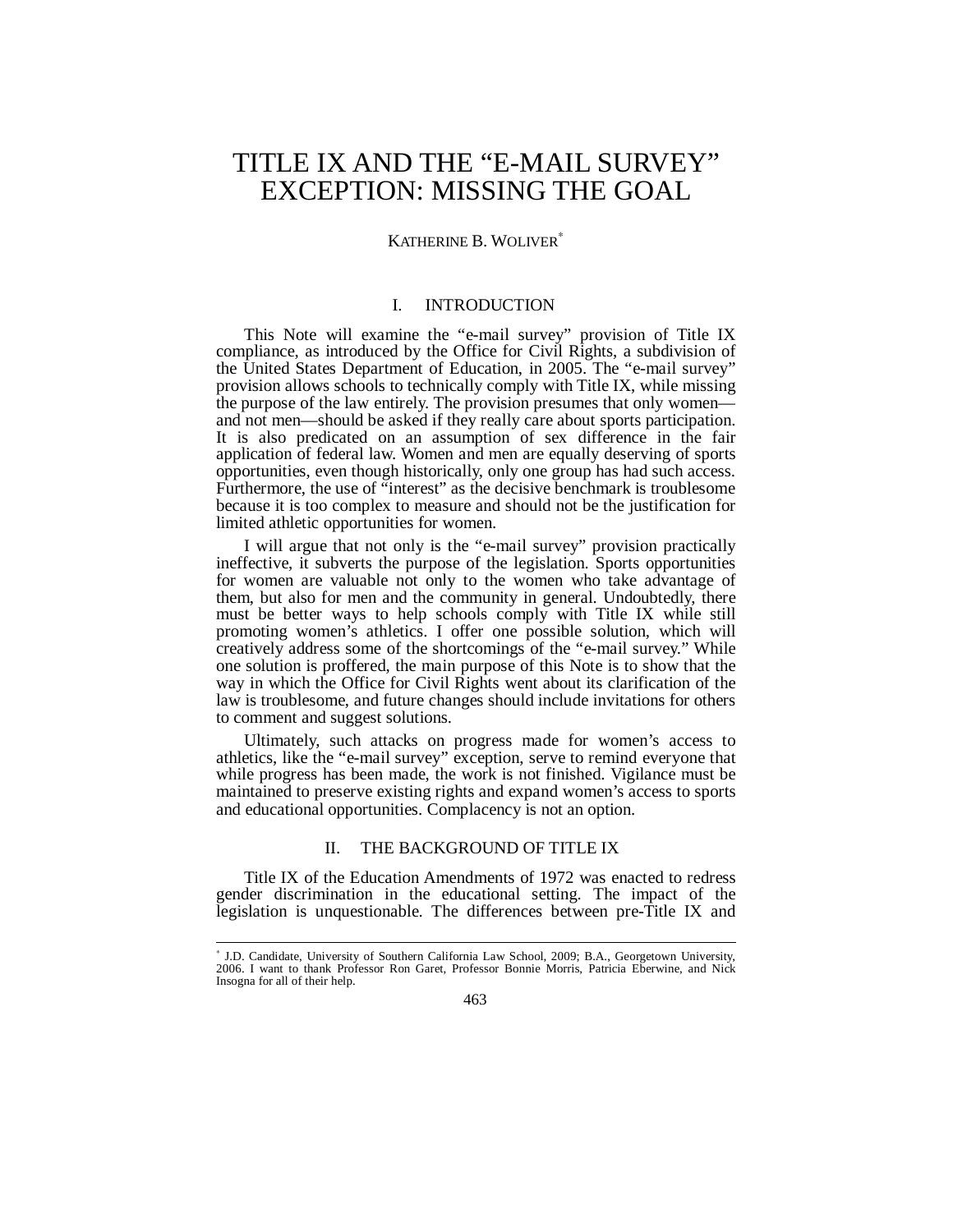# TITLE IX AND THE "E-MAIL SURVEY" EXCEPTION: MISSING THE GOAL

KATHERINE B. WOLIVER[*]

## I. INTRODUCTION

This Note will examine the "e-mail survey" provision of Title IX compliance, as introduced by the Office for Civil Rights, a subdivision of the United States Department of Education, in 2005. The "e-mail survey" provision allows schools to technically comply with Title IX, while missing the purpose of the law entirely. The provision presumes that only women—and not men—should be asked if they really care about sports participation. It is also predicated on an assumption of sex difference in the fair application of federal law. Women and men are equally deserving of sports opportunities, even though historically, only one group has had such access. Furthermore, the use of "interest" as the decisive benchmark is troublesome because it is too complex to measure and should not be the justification for limited athletic opportunities for women.

I will argue that not only is the "e-mail survey" provision practically ineffective, it subverts the purpose of the legislation. Sports opportunities for women are valuable not only to the women who take advantage of them, but also for men and the community in general. Undoubtedly, there must be better ways to help schools comply with Title IX while still promoting women's athletics. I offer one possible solution, which will creatively address some of the shortcomings of the "e-mail survey." While one solution is proffered, the main purpose of this Note is to show that the way in which the Office for Civil Rights went about its clarification of the law is troublesome, and future changes should include invitations for others to comment and suggest solutions.

Ultimately, such attacks on progress made for women's access to athletics, like the "e-mail survey" exception, serve to remind everyone that while progress has been made, the work is not finished. Vigilance must be maintained to preserve existing rights and expand women's access to sports and educational opportunities. Complacency is not an option.

## II. THE BACKGROUND OF TITLE IX

Title IX of the Education Amendments of 1972 was enacted to redress gender discrimination in the educational setting. The impact of the legislation is unquestionable. The differences between pre-Title IX and

---

[*] J.D. Candidate, University of Southern California Law School, 2009; B.A., Georgetown University, 2006. I want to thank Professor Ron Garet, Professor Bonnie Morris, Patricia Eberwine, and Nick Insogna for all of their help.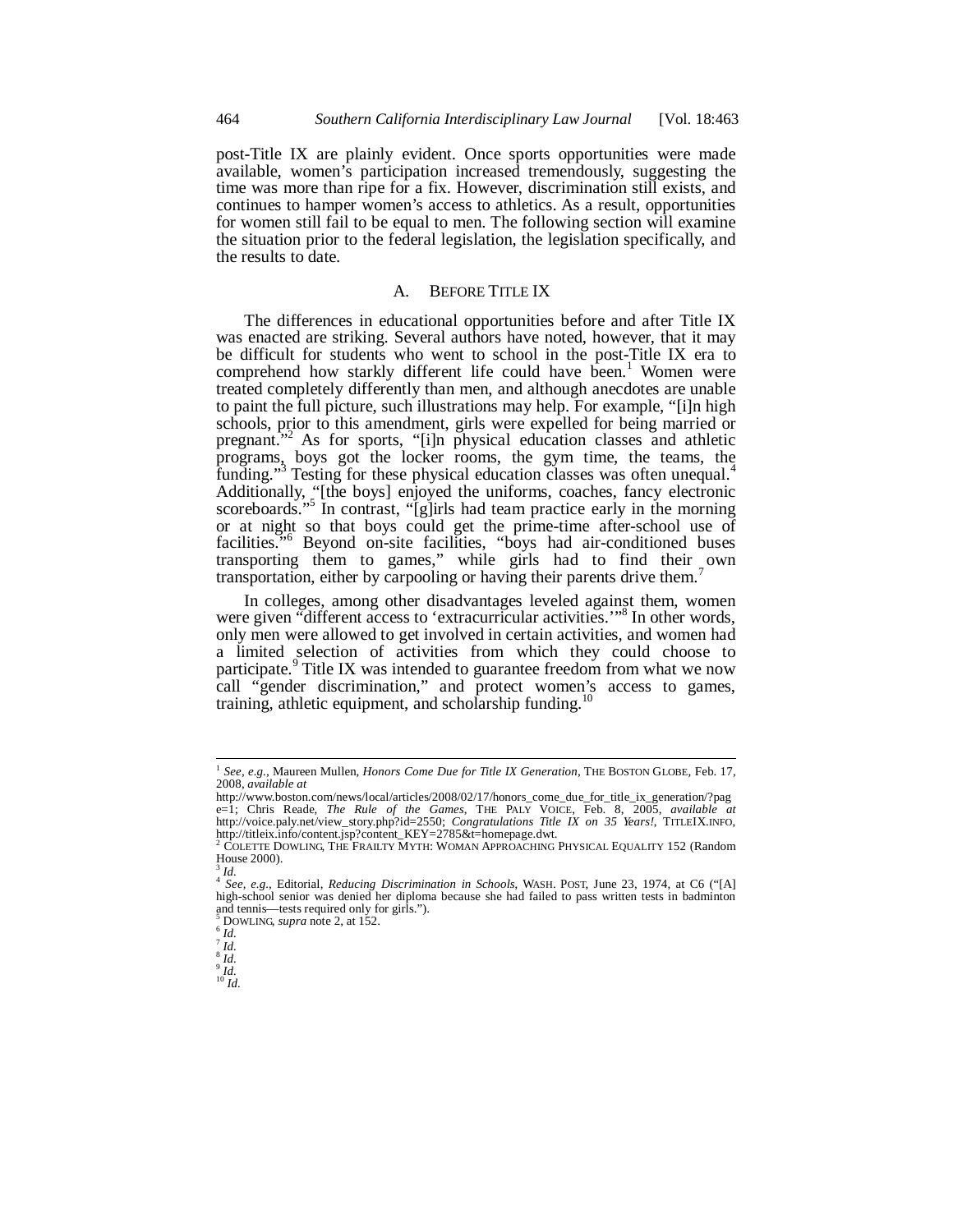post-Title IX are plainly evident. Once sports opportunities were made available, women's participation increased tremendously, suggesting the time was more than ripe for a fix. However, discrimination still exists, and continues to hamper women's access to athletics. As a result, opportunities for women still fail to be equal to men. The following section will examine the situation prior to the federal legislation, the legislation specifically, and the results to date.

### A. BEFORE TITLE IX

The differences in educational opportunities before and after Title IX was enacted are striking. Several authors have noted, however, that it may be difficult for students who went to school in the post-Title IX era to comprehend how starkly different life could have been.[1] Women were treated completely differently than men, and although anecdotes are unable to paint the full picture, such illustrations may help. For example, "[i]n high schools, prior to this amendment, girls were expelled for being married or pregnant."[2] As for sports, "[i]n physical education classes and athletic programs, boys got the locker rooms, the gym time, the teams, the funding."[3] Testing for these physical education classes was often unequal.[4] Additionally, "[the boys] enjoyed the uniforms, coaches, fancy electronic scoreboards."[5] In contrast, "[g]irls had team practice early in the morning or at night so that boys could get the prime-time after-school use of facilities."[6] Beyond on-site facilities, "boys had air-conditioned buses transporting them to games," while girls had to find their own transportation, either by carpooling or having their parents drive them.[7]

In colleges, among other disadvantages leveled against them, women were given "different access to 'extracurricular activities.'"[8] In other words, only men were allowed to get involved in certain activities, and women had a limited selection of activities from which they could choose to participate.[9] Title IX was intended to guarantee freedom from what we now call "gender discrimination," and protect women's access to games, training, athletic equipment, and scholarship funding.[10]

---

[1] *See, e.g.*, Maureen Mullen, *Honors Come Due for Title IX Generation*, THE BOSTON GLOBE, Feb. 17, 2008, *available at* http://www.boston.com/news/local/articles/2008/02/17/honors_come_due_for_title_ix_generation/?page=1; Chris Reade, *The Rule of the Games*, THE PALY VOICE, Feb. 8, 2005, *available at* http://voice.paly.net/view_story.php?id=2550; *Congratulations Title IX on 35 Years!*, TITLEIX.INFO, http://titleix.info/content.jsp?content_KEY=2785&t=homepage.dwt.

[2] COLETTE DOWLING, THE FRAILTY MYTH: WOMAN APPROACHING PHYSICAL EQUALITY 152 (Random House 2000).

[3] *Id.*

[4] *See, e.g.*, Editorial, *Reducing Discrimination in Schools*, WASH. POST, June 23, 1974, at C6 ("[A] high-school senior was denied her diploma because she had failed to pass written tests in badminton and tennis—tests required only for girls.").

[5] DOWLING, *supra* note 2, at 152.

[6] *Id.*

[7] *Id.*

[8] *Id.*

[9] *Id.*

[10] *Id.*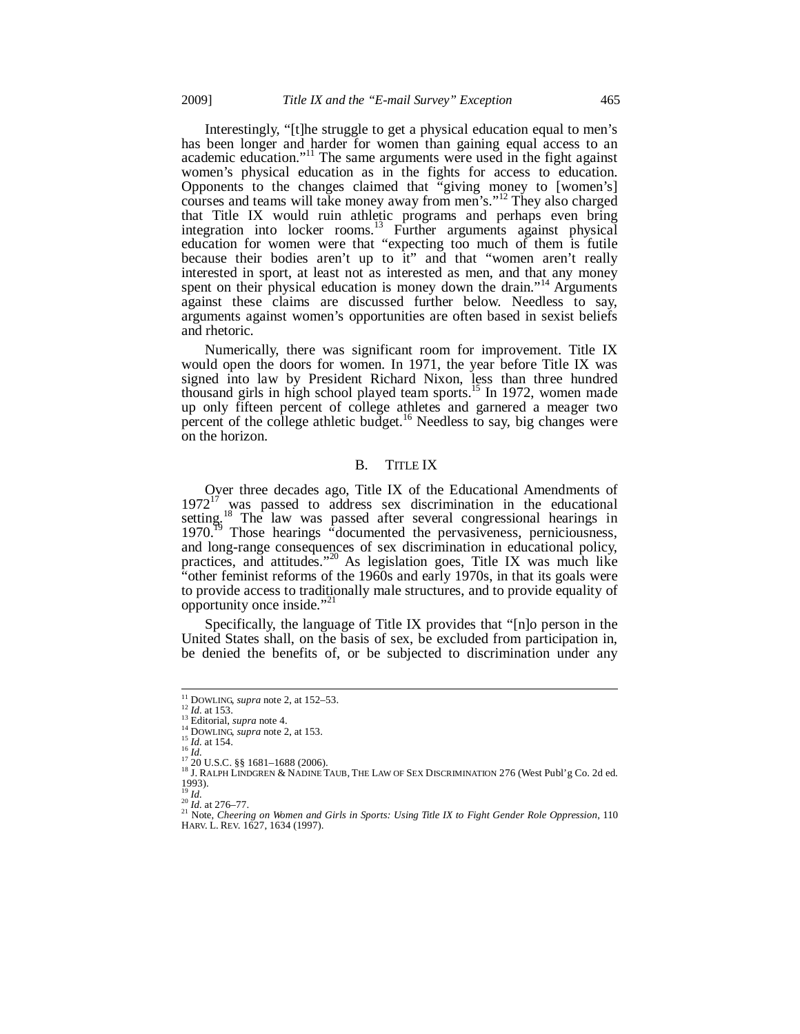Interestingly, "[t]he struggle to get a physical education equal to men's has been longer and harder for women than gaining equal access to an academic education."[11] The same arguments were used in the fight against women's physical education as in the fights for access to education. Opponents to the changes claimed that "giving money to [women's] courses and teams will take money away from men's."[12] They also charged that Title IX would ruin athletic programs and perhaps even bring integration into locker rooms.[13] Further arguments against physical education for women were that "expecting too much of them is futile because their bodies aren't up to it" and that "women aren't really interested in sport, at least not as interested as men, and that any money spent on their physical education is money down the drain."[14] Arguments against these claims are discussed further below. Needless to say, arguments against women's opportunities are often based in sexist beliefs and rhetoric.

Numerically, there was significant room for improvement. Title IX would open the doors for women. In 1971, the year before Title IX was signed into law by President Richard Nixon, less than three hundred thousand girls in high school played team sports.[15] In 1972, women made up only fifteen percent of college athletes and garnered a meager two percent of the college athletic budget.[16] Needless to say, big changes were on the horizon.

### B. TITLE IX

Over three decades ago, Title IX of the Educational Amendments of 1972[17] was passed to address sex discrimination in the educational setting.[18] The law was passed after several congressional hearings in 1970.[19] Those hearings "documented the pervasiveness, perniciousness, and long-range consequences of sex discrimination in educational policy, practices, and attitudes."[20] As legislation goes, Title IX was much like "other feminist reforms of the 1960s and early 1970s, in that its goals were to provide access to traditionally male structures, and to provide equality of opportunity once inside."[21]

Specifically, the language of Title IX provides that "[n]o person in the United States shall, on the basis of sex, be excluded from participation in, be denied the benefits of, or be subjected to discrimination under any

---

[11] DOWLING, *supra* note 2, at 152–53.
[12] *Id.* at 153.
[13] Editorial, *supra* note 4.
[14] DOWLING, *supra* note 2, at 153.
[15] *Id.* at 154.
[16] *Id.*
[17] 20 U.S.C. §§ 1681–1688 (2006).
[18] J. RALPH LINDGREN & NADINE TAUB, THE LAW OF SEX DISCRIMINATION 276 (West Publ'g Co. 2d ed. 1993).
[19] *Id.*
[20] *Id.* at 276–77.
[21] Note, *Cheering on Women and Girls in Sports: Using Title IX to Fight Gender Role Oppression*, 110 HARV. L. REV. 1627, 1634 (1997).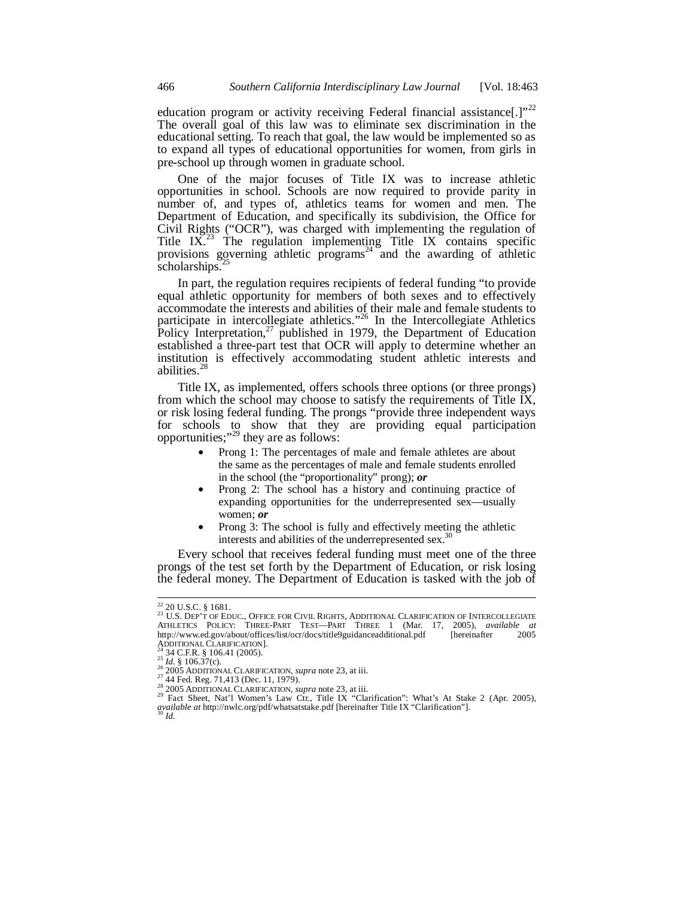education program or activity receiving Federal financial assistance[.]"[22] The overall goal of this law was to eliminate sex discrimination in the educational setting. To reach that goal, the law would be implemented so as to expand all types of educational opportunities for women, from girls in pre-school up through women in graduate school.

One of the major focuses of Title IX was to increase athletic opportunities in school. Schools are now required to provide parity in number of, and types of, athletics teams for women and men. The Department of Education, and specifically its subdivision, the Office for Civil Rights ("OCR"), was charged with implementing the regulation of Title IX.[23] The regulation implementing Title IX contains specific provisions governing athletic programs[24] and the awarding of athletic scholarships.[25]

In part, the regulation requires recipients of federal funding "to provide equal athletic opportunity for members of both sexes and to effectively accommodate the interests and abilities of their male and female students to participate in intercollegiate athletics."[26] In the Intercollegiate Athletics Policy Interpretation,[27] published in 1979, the Department of Education established a three-part test that OCR will apply to determine whether an institution is effectively accommodating student athletic interests and abilities.[28]

Title IX, as implemented, offers schools three options (or three prongs) from which the school may choose to satisfy the requirements of Title IX, or risk losing federal funding. The prongs "provide three independent ways for schools to show that they are providing equal participation opportunities;"[29] they are as follows:

- Prong 1: The percentages of male and female athletes are about the same as the percentages of male and female students enrolled in the school (the "proportionality" prong); ***or***
- Prong 2: The school has a history and continuing practice of expanding opportunities for the underrepresented sex—usually women; ***or***
- Prong 3: The school is fully and effectively meeting the athletic interests and abilities of the underrepresented sex.[30]

Every school that receives federal funding must meet one of the three prongs of the test set forth by the Department of Education, or risk losing the federal money. The Department of Education is tasked with the job of

---

[22] 20 U.S.C. § 1681.
[23] U.S. DEP'T OF EDUC., OFFICE FOR CIVIL RIGHTS, ADDITIONAL CLARIFICATION OF INTERCOLLEGIATE ATHLETICS POLICY: THREE-PART TEST—PART THREE 1 (Mar. 17, 2005), *available at* http://www.ed.gov/about/offices/list/ocr/docs/title9guidanceadditional.pdf [hereinafter 2005 ADDITIONAL CLARIFICATION].
[24] 34 C.F.R. § 106.41 (2005).
[25] *Id.* § 106.37(c).
[26] 2005 ADDITIONAL CLARIFICATION, *supra* note 23, at iii.
[27] 44 Fed. Reg. 71,413 (Dec. 11, 1979).
[28] 2005 ADDITIONAL CLARIFICATION, *supra* note 23, at iii.
[29] Fact Sheet, Nat'l Women's Law Ctr., Title IX "Clarification": What's At Stake 2 (Apr. 2005), *available at* http://nwlc.org/pdf/whatsatstake.pdf [hereinafter Title IX "Clarification"].
[30] *Id.*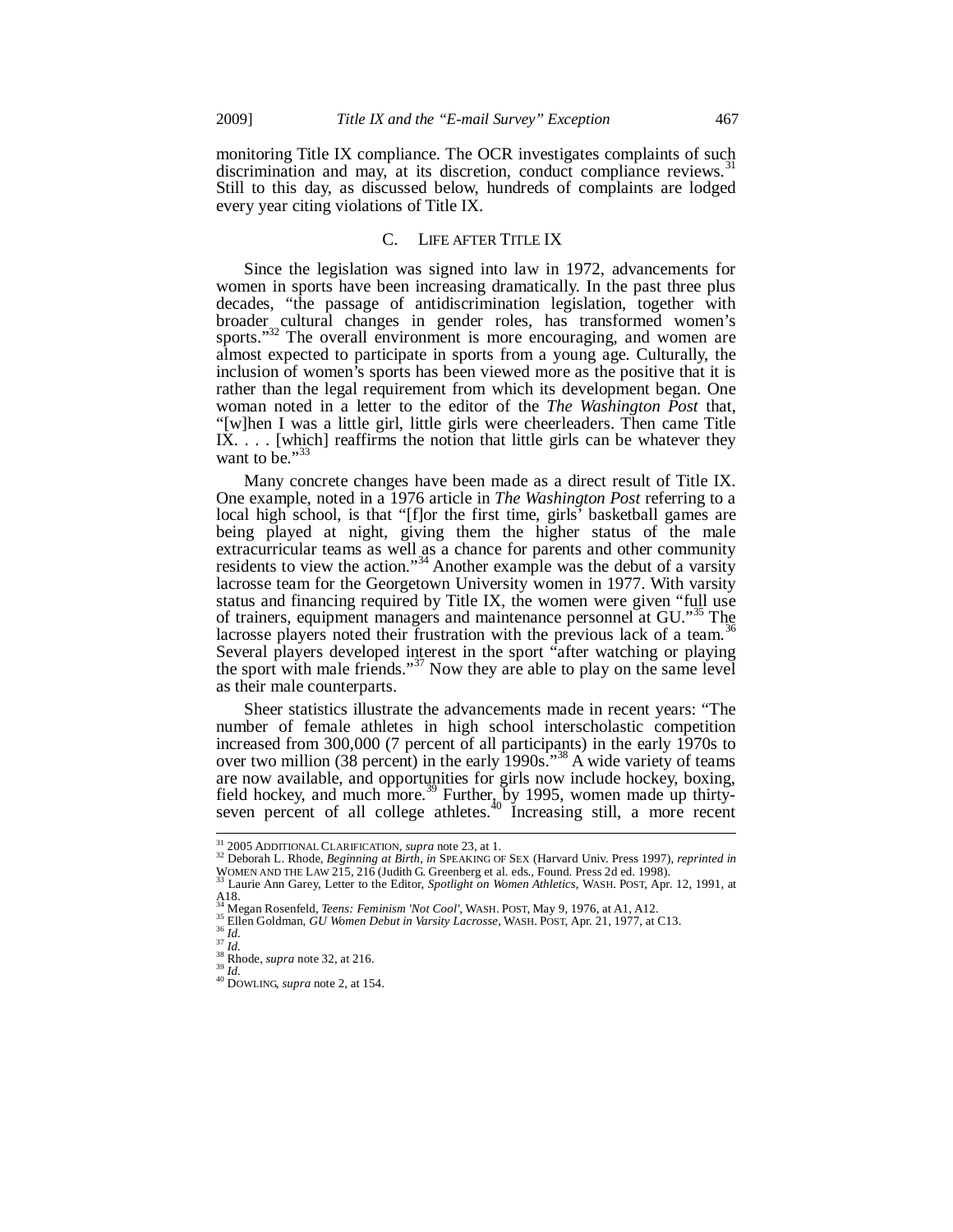monitoring Title IX compliance. The OCR investigates complaints of such discrimination and may, at its discretion, conduct compliance reviews.[31] Still to this day, as discussed below, hundreds of complaints are lodged every year citing violations of Title IX.

### C. LIFE AFTER TITLE IX

Since the legislation was signed into law in 1972, advancements for women in sports have been increasing dramatically. In the past three plus decades, "the passage of antidiscrimination legislation, together with broader cultural changes in gender roles, has transformed women's sports."[32] The overall environment is more encouraging, and women are almost expected to participate in sports from a young age. Culturally, the inclusion of women's sports has been viewed more as the positive that it is rather than the legal requirement from which its development began. One woman noted in a letter to the editor of the *The Washington Post* that, "[w]hen I was a little girl, little girls were cheerleaders. Then came Title IX. . . . [which] reaffirms the notion that little girls can be whatever they want to be."[33]

Many concrete changes have been made as a direct result of Title IX. One example, noted in a 1976 article in *The Washington Post* referring to a local high school, is that "[f]or the first time, girls' basketball games are being played at night, giving them the higher status of the male extracurricular teams as well as a chance for parents and other community residents to view the action."[34] Another example was the debut of a varsity lacrosse team for the Georgetown University women in 1977. With varsity status and financing required by Title IX, the women were given "full use of trainers, equipment managers and maintenance personnel at GU."[35] The lacrosse players noted their frustration with the previous lack of a team.[36] Several players developed interest in the sport "after watching or playing the sport with male friends."[37] Now they are able to play on the same level as their male counterparts.

Sheer statistics illustrate the advancements made in recent years: "The number of female athletes in high school interscholastic competition increased from 300,000 (7 percent of all participants) in the early 1970s to over two million (38 percent) in the early 1990s."[38] A wide variety of teams are now available, and opportunities for girls now include hockey, boxing, field hockey, and much more.[39] Further, by 1995, women made up thirty-seven percent of all college athletes.[40] Increasing still, a more recent

---

[31] 2005 ADDITIONAL CLARIFICATION, *supra* note 23, at 1.
[32] Deborah L. Rhode, *Beginning at Birth*, *in* SPEAKING OF SEX (Harvard Univ. Press 1997), *reprinted in* WOMEN AND THE LAW 215, 216 (Judith G. Greenberg et al. eds., Found. Press 2d ed. 1998).
[33] Laurie Ann Garey, Letter to the Editor, *Spotlight on Women Athletics*, WASH. POST, Apr. 12, 1991, at A18.
[34] Megan Rosenfeld, *Teens: Feminism 'Not Cool'*, WASH. POST, May 9, 1976, at A1, A12.
[35] Ellen Goldman, *GU Women Debut in Varsity Lacrosse*, WASH. POST, Apr. 21, 1977, at C13.
[36] *Id.*
[37] *Id.*
[38] Rhode, *supra* note 32, at 216.
[39] *Id.*
[40] DOWLING, *supra* note 2, at 154.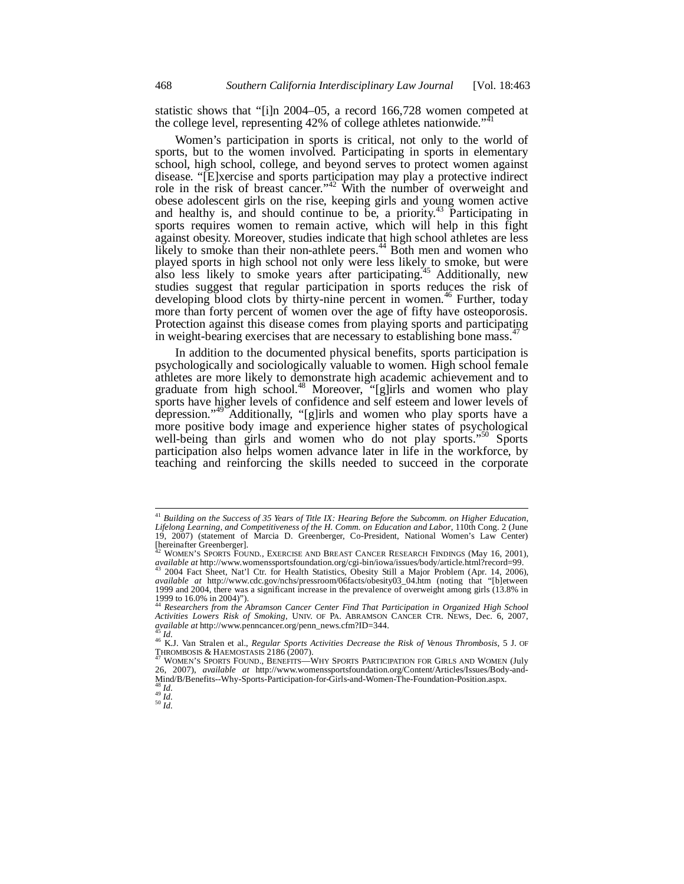statistic shows that "[i]n 2004–05, a record 166,728 women competed at the college level, representing 42% of college athletes nationwide."[41]

Women's participation in sports is critical, not only to the world of sports, but to the women involved. Participating in sports in elementary school, high school, college, and beyond serves to protect women against disease. "[E]xercise and sports participation may play a protective indirect role in the risk of breast cancer."[42] With the number of overweight and obese adolescent girls on the rise, keeping girls and young women active and healthy is, and should continue to be, a priority.[43] Participating in sports requires women to remain active, which will help in this fight against obesity. Moreover, studies indicate that high school athletes are less likely to smoke than their non-athlete peers.[44] Both men and women who played sports in high school not only were less likely to smoke, but were also less likely to smoke years after participating.[45] Additionally, new studies suggest that regular participation in sports reduces the risk of developing blood clots by thirty-nine percent in women.[46] Further, today more than forty percent of women over the age of fifty have osteoporosis. Protection against this disease comes from playing sports and participating in weight-bearing exercises that are necessary to establishing bone mass.[47]

In addition to the documented physical benefits, sports participation is psychologically and sociologically valuable to women. High school female athletes are more likely to demonstrate high academic achievement and to graduate from high school.[48] Moreover, "[g]irls and women who play sports have higher levels of confidence and self esteem and lower levels of depression."[49] Additionally, "[g]irls and women who play sports have a more positive body image and experience higher states of psychological well-being than girls and women who do not play sports."[50] Sports participation also helps women advance later in life in the workforce, by teaching and reinforcing the skills needed to succeed in the corporate

---

[41] *Building on the Success of 35 Years of Title IX: Hearing Before the Subcomm. on Higher Education, Lifelong Learning, and Competitiveness of the H. Comm. on Education and Labor*, 110th Cong. 2 (June 19, 2007) (statement of Marcia D. Greenberger, Co-President, National Women's Law Center) [hereinafter Greenberger].

[42] WOMEN'S SPORTS FOUND., EXERCISE AND BREAST CANCER RESEARCH FINDINGS (May 16, 2001), *available at* http://www.womenssportsfoundation.org/cgi-bin/iowa/issues/body/article.html?record=99.

[43] 2004 Fact Sheet, Nat'l Ctr. for Health Statistics, Obesity Still a Major Problem (Apr. 14, 2006), *available at* http://www.cdc.gov/nchs/pressroom/06facts/obesity03_04.htm (noting that "[b]etween 1999 and 2004, there was a significant increase in the prevalence of overweight among girls (13.8% in 1999 to 16.0% in 2004)").

[44] *Researchers from the Abramson Cancer Center Find That Participation in Organized High School Activities Lowers Risk of Smoking*, UNIV. OF PA. ABRAMSON CANCER CTR. NEWS, Dec. 6, 2007, *available at* http://www.penncancer.org/penn_news.cfm?ID=344.

[45] *Id.*

[46] K.J. Van Stralen et al., *Regular Sports Activities Decrease the Risk of Venous Thrombosis*, 5 J. OF THROMBOSIS & HAEMOSTASIS 2186 (2007).

[47] WOMEN'S SPORTS FOUND., BENEFITS—WHY SPORTS PARTICIPATION FOR GIRLS AND WOMEN (July 26, 2007), *available at* http://www.womenssportsfoundation.org/Content/Articles/Issues/Body-and-Mind/B/Benefits--Why-Sports-Participation-for-Girls-and-Women-The-Foundation-Position.aspx.

[48] *Id.*

[49] *Id.*

[50] *Id.*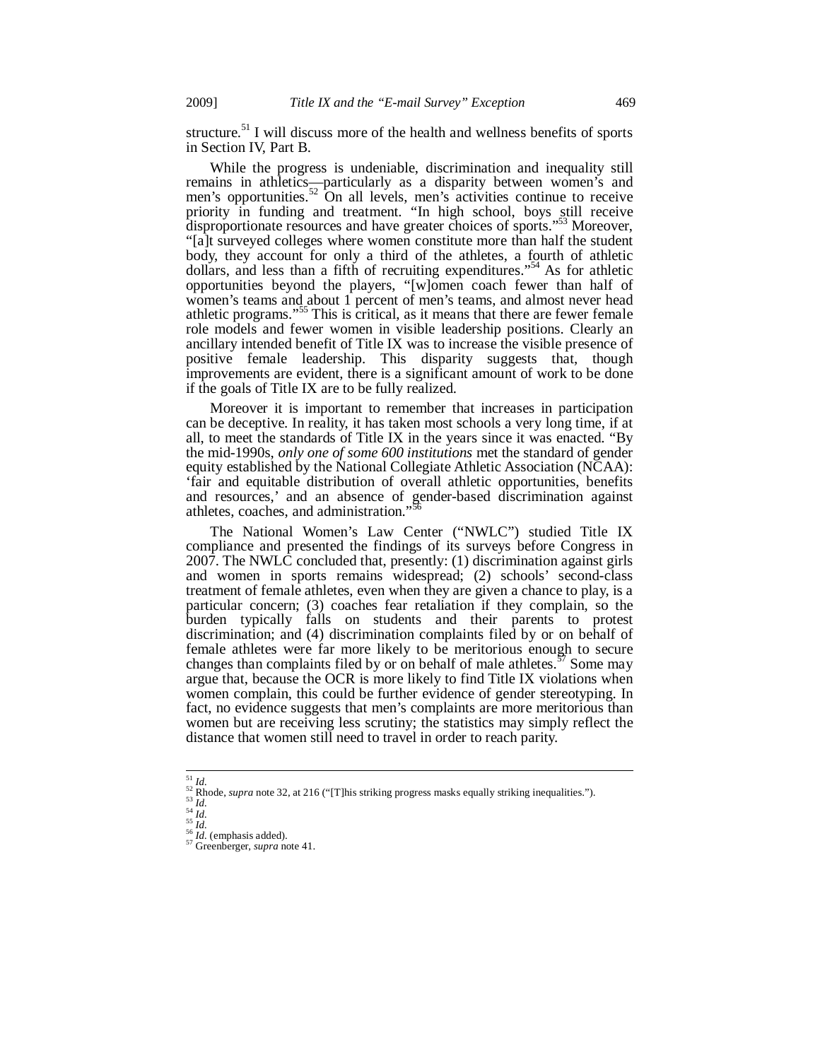structure.[51] I will discuss more of the health and wellness benefits of sports in Section IV, Part B.

While the progress is undeniable, discrimination and inequality still remains in athletics—particularly as a disparity between women's and men's opportunities.[52] On all levels, men's activities continue to receive priority in funding and treatment. "In high school, boys still receive disproportionate resources and have greater choices of sports."[53] Moreover, "[a]t surveyed colleges where women constitute more than half the student body, they account for only a third of the athletes, a fourth of athletic dollars, and less than a fifth of recruiting expenditures."[54] As for athletic opportunities beyond the players, "[w]omen coach fewer than half of women's teams and about 1 percent of men's teams, and almost never head athletic programs."[55] This is critical, as it means that there are fewer female role models and fewer women in visible leadership positions. Clearly an ancillary intended benefit of Title IX was to increase the visible presence of positive female leadership. This disparity suggests that, though improvements are evident, there is a significant amount of work to be done if the goals of Title IX are to be fully realized.

Moreover it is important to remember that increases in participation can be deceptive. In reality, it has taken most schools a very long time, if at all, to meet the standards of Title IX in the years since it was enacted. "By the mid-1990s, *only one of some 600 institutions* met the standard of gender equity established by the National Collegiate Athletic Association (NCAA): 'fair and equitable distribution of overall athletic opportunities, benefits and resources,' and an absence of gender-based discrimination against athletes, coaches, and administration."[56]

The National Women's Law Center ("NWLC") studied Title IX compliance and presented the findings of its surveys before Congress in 2007. The NWLC concluded that, presently: (1) discrimination against girls and women in sports remains widespread; (2) schools' second-class treatment of female athletes, even when they are given a chance to play, is a particular concern; (3) coaches fear retaliation if they complain, so the burden typically falls on students and their parents to protest discrimination; and (4) discrimination complaints filed by or on behalf of female athletes were far more likely to be meritorious enough to secure changes than complaints filed by or on behalf of male athletes.[57] Some may argue that, because the OCR is more likely to find Title IX violations when women complain, this could be further evidence of gender stereotyping. In fact, no evidence suggests that men's complaints are more meritorious than women but are receiving less scrutiny; the statistics may simply reflect the distance that women still need to travel in order to reach parity.

---

[51] *Id.*
[52] Rhode, *supra* note 32, at 216 ("[T]his striking progress masks equally striking inequalities.").
[53] *Id.*
[54] *Id.*
[55] *Id.*
[56] *Id.* (emphasis added).
[57] Greenberger, *supra* note 41.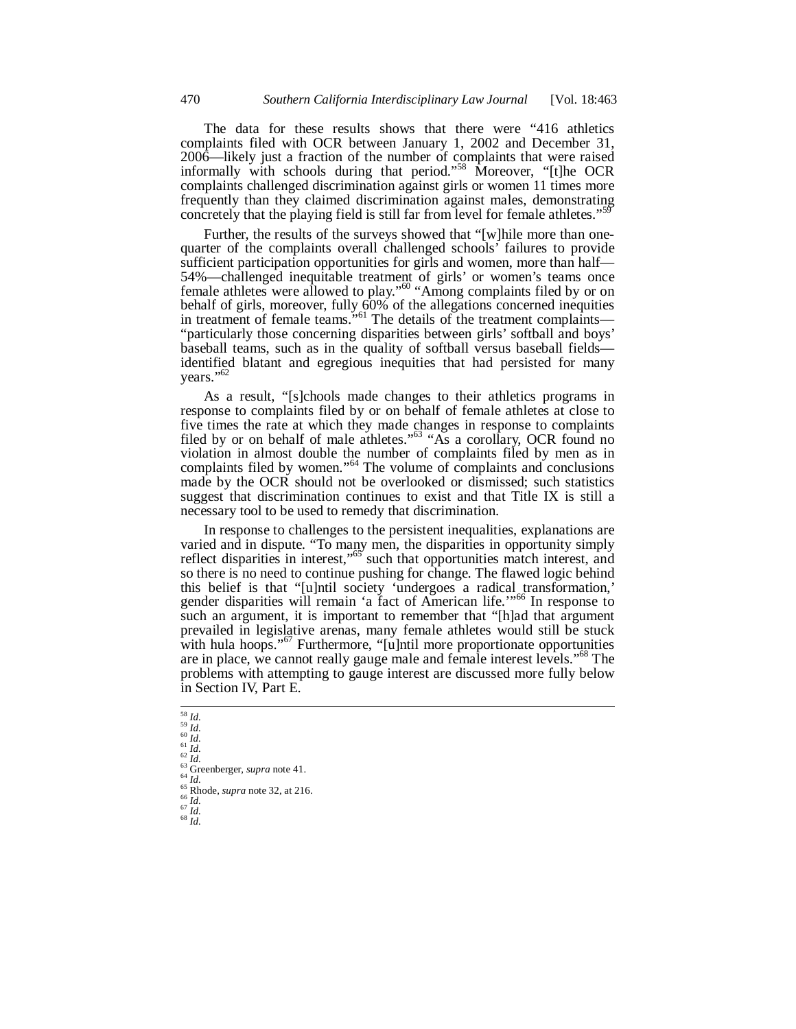The data for these results shows that there were "416 athletics complaints filed with OCR between January 1, 2002 and December 31, 2006—likely just a fraction of the number of complaints that were raised informally with schools during that period."[58] Moreover, "[t]he OCR complaints challenged discrimination against girls or women 11 times more frequently than they claimed discrimination against males, demonstrating concretely that the playing field is still far from level for female athletes."[59]

Further, the results of the surveys showed that "[w]hile more than one-quarter of the complaints overall challenged schools' failures to provide sufficient participation opportunities for girls and women, more than half—54%—challenged inequitable treatment of girls' or women's teams once female athletes were allowed to play."[60] "Among complaints filed by or on behalf of girls, moreover, fully 60% of the allegations concerned inequities in treatment of female teams."[61] The details of the treatment complaints—"particularly those concerning disparities between girls' softball and boys' baseball teams, such as in the quality of softball versus baseball fields—identified blatant and egregious inequities that had persisted for many years."[62]

As a result, "[s]chools made changes to their athletics programs in response to complaints filed by or on behalf of female athletes at close to five times the rate at which they made changes in response to complaints filed by or on behalf of male athletes."[63] "As a corollary, OCR found no violation in almost double the number of complaints filed by men as in complaints filed by women."[64] The volume of complaints and conclusions made by the OCR should not be overlooked or dismissed; such statistics suggest that discrimination continues to exist and that Title IX is still a necessary tool to be used to remedy that discrimination.

In response to challenges to the persistent inequalities, explanations are varied and in dispute. "To many men, the disparities in opportunity simply reflect disparities in interest,"[65] such that opportunities match interest, and so there is no need to continue pushing for change. The flawed logic behind this belief is that "[u]ntil society 'undergoes a radical transformation,' gender disparities will remain 'a fact of American life.'"[66] In response to such an argument, it is important to remember that "[h]ad that argument prevailed in legislative arenas, many female athletes would still be stuck with hula hoops."[67] Furthermore, "[u]ntil more proportionate opportunities are in place, we cannot really gauge male and female interest levels."[68] The problems with attempting to gauge interest are discussed more fully below in Section IV, Part E.

---

[58] *Id.*
[59] *Id.*
[60] *Id.*
[61] *Id.*
[62] *Id.*
[63] Greenberger, *supra* note 41.
[64] *Id.*
[65] Rhode, *supra* note 32, at 216.
[66] *Id.*
[67] *Id.*
[68] *Id.*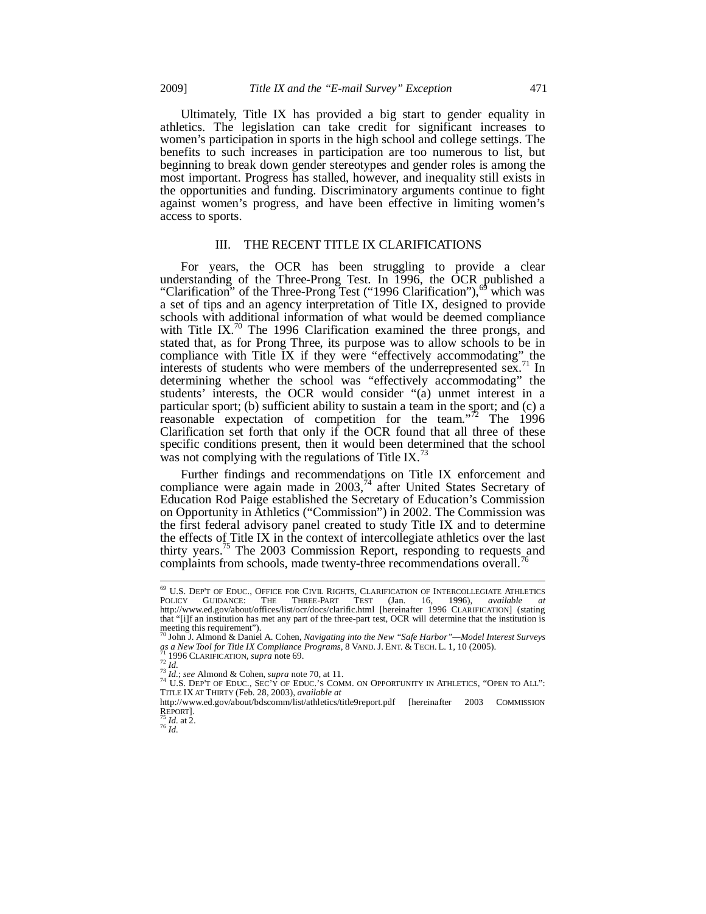Ultimately, Title IX has provided a big start to gender equality in athletics. The legislation can take credit for significant increases to women's participation in sports in the high school and college settings. The benefits to such increases in participation are too numerous to list, but beginning to break down gender stereotypes and gender roles is among the most important. Progress has stalled, however, and inequality still exists in the opportunities and funding. Discriminatory arguments continue to fight against women's progress, and have been effective in limiting women's access to sports.

## III. THE RECENT TITLE IX CLARIFICATIONS

For years, the OCR has been struggling to provide a clear understanding of the Three-Prong Test. In 1996, the OCR published a "Clarification" of the Three-Prong Test ("1996 Clarification"),[69] which was a set of tips and an agency interpretation of Title IX, designed to provide schools with additional information of what would be deemed compliance with Title IX.[70] The 1996 Clarification examined the three prongs, and stated that, as for Prong Three, its purpose was to allow schools to be in compliance with Title IX if they were "effectively accommodating" the interests of students who were members of the underrepresented sex.[71] In determining whether the school was "effectively accommodating" the students' interests, the OCR would consider "(a) unmet interest in a particular sport; (b) sufficient ability to sustain a team in the sport; and (c) a reasonable expectation of competition for the team."[72] The 1996 Clarification set forth that only if the OCR found that all three of these specific conditions present, then it would been determined that the school was not complying with the regulations of Title IX.[73]

Further findings and recommendations on Title IX enforcement and compliance were again made in 2003,[74] after United States Secretary of Education Rod Paige established the Secretary of Education's Commission on Opportunity in Athletics ("Commission") in 2002. The Commission was the first federal advisory panel created to study Title IX and to determine the effects of Title IX in the context of intercollegiate athletics over the last thirty years.[75] The 2003 Commission Report, responding to requests and complaints from schools, made twenty-three recommendations overall.[76]

---

[69] U.S. DEP'T OF EDUC., OFFICE FOR CIVIL RIGHTS, CLARIFICATION OF INTERCOLLEGIATE ATHLETICS POLICY GUIDANCE: THE THREE-PART TEST (Jan. 16, 1996), *available at* http://www.ed.gov/about/offices/list/ocr/docs/clarific.html [hereinafter 1996 CLARIFICATION] (stating that "[i]f an institution has met any part of the three-part test, OCR will determine that the institution is meeting this requirement").

[70] John J. Almond & Daniel A. Cohen, *Navigating into the New "Safe Harbor"—Model Interest Surveys as a New Tool for Title IX Compliance Programs*, 8 VAND. J. ENT. & TECH. L. 1, 10 (2005).

[71] 1996 CLARIFICATION, *supra* note 69.

[72] *Id.*

[73] *Id.*; *see* Almond & Cohen, *supra* note 70, at 11.

[74] U.S. DEP'T OF EDUC., SEC'Y OF EDUC.'S COMM. ON OPPORTUNITY IN ATHLETICS, "OPEN TO ALL": TITLE IX AT THIRTY (Feb. 28, 2003), *available at* http://www.ed.gov/about/bdscomm/list/athletics/title9report.pdf [hereinafter 2003 COMMISSION REPORT].

[75] *Id.* at 2.

[76] *Id.*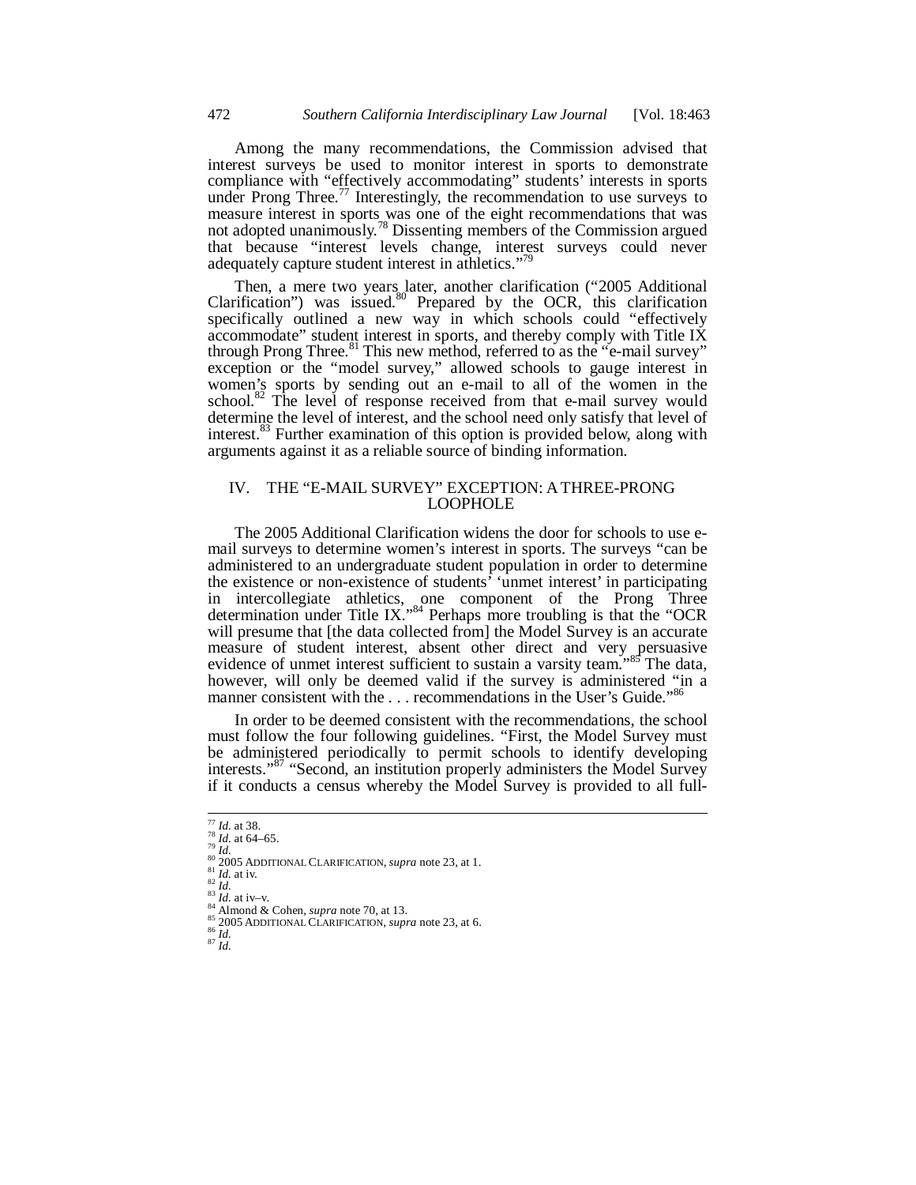Among the many recommendations, the Commission advised that interest surveys be used to monitor interest in sports to demonstrate compliance with "effectively accommodating" students' interests in sports under Prong Three.[77] Interestingly, the recommendation to use surveys to measure interest in sports was one of the eight recommendations that was not adopted unanimously.[78] Dissenting members of the Commission argued that because "interest levels change, interest surveys could never adequately capture student interest in athletics."[79]

Then, a mere two years later, another clarification ("2005 Additional Clarification") was issued.[80] Prepared by the OCR, this clarification specifically outlined a new way in which schools could "effectively accommodate" student interest in sports, and thereby comply with Title IX through Prong Three.[81] This new method, referred to as the "e-mail survey" exception or the "model survey," allowed schools to gauge interest in women's sports by sending out an e-mail to all of the women in the school.[82] The level of response received from that e-mail survey would determine the level of interest, and the school need only satisfy that level of interest.[83] Further examination of this option is provided below, along with arguments against it as a reliable source of binding information.

## IV. THE "E-MAIL SURVEY" EXCEPTION: A THREE-PRONG LOOPHOLE

The 2005 Additional Clarification widens the door for schools to use e-mail surveys to determine women's interest in sports. The surveys "can be administered to an undergraduate student population in order to determine the existence or non-existence of students' 'unmet interest' in participating in intercollegiate athletics, one component of the Prong Three determination under Title IX."[84] Perhaps more troubling is that the "OCR will presume that [the data collected from] the Model Survey is an accurate measure of student interest, absent other direct and very persuasive evidence of unmet interest sufficient to sustain a varsity team."[85] The data, however, will only be deemed valid if the survey is administered "in a manner consistent with the . . . recommendations in the User's Guide."[86]

In order to be deemed consistent with the recommendations, the school must follow the four following guidelines. "First, the Model Survey must be administered periodically to permit schools to identify developing interests."[87] "Second, an institution properly administers the Model Survey if it conducts a census whereby the Model Survey is provided to all full-

---

[77] *Id.* at 38.
[78] *Id.* at 64–65.
[79] *Id.*
[80] 2005 ADDITIONAL CLARIFICATION, *supra* note 23, at 1.
[81] *Id.* at iv.
[82] *Id.*
[83] *Id.* at iv–v.
[84] Almond & Cohen, *supra* note 70, at 13.
[85] 2005 ADDITIONAL CLARIFICATION, *supra* note 23, at 6.
[86] *Id.*
[87] *Id.*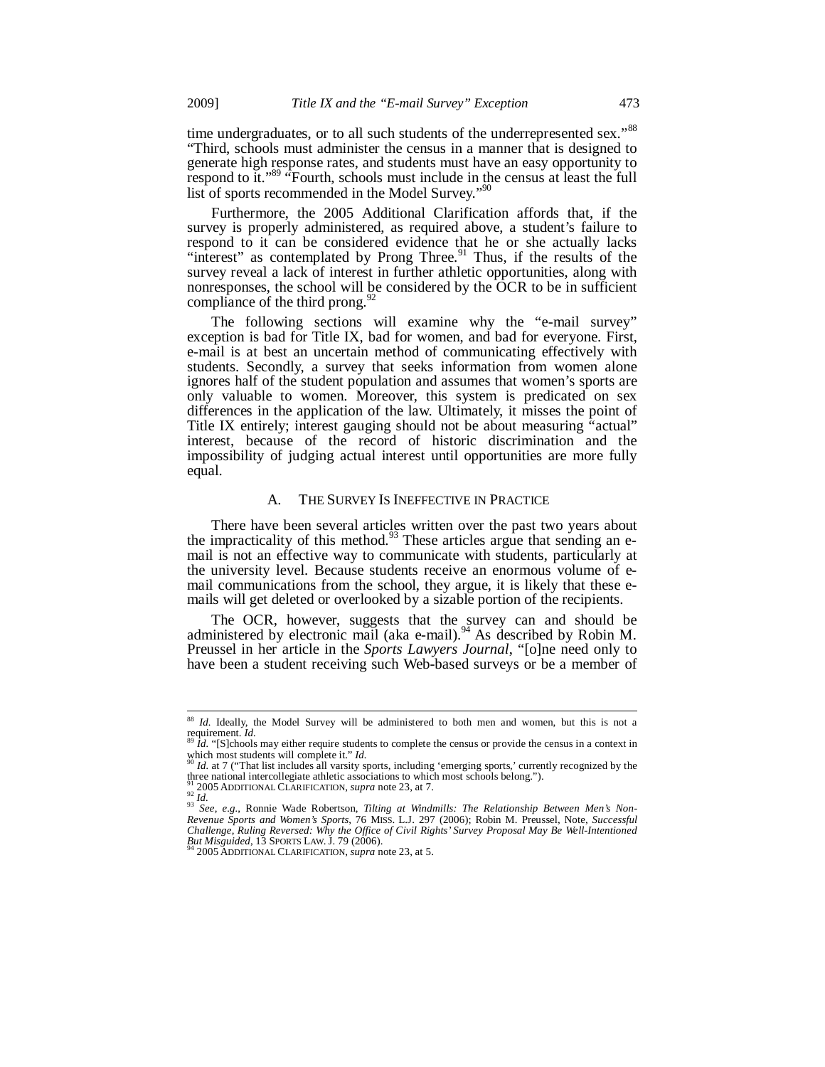time undergraduates, or to all such students of the underrepresented sex."[88] "Third, schools must administer the census in a manner that is designed to generate high response rates, and students must have an easy opportunity to respond to it."[89] "Fourth, schools must include in the census at least the full list of sports recommended in the Model Survey."[90]

Furthermore, the 2005 Additional Clarification affords that, if the survey is properly administered, as required above, a student's failure to respond to it can be considered evidence that he or she actually lacks "interest" as contemplated by Prong Three.[91] Thus, if the results of the survey reveal a lack of interest in further athletic opportunities, along with nonresponses, the school will be considered by the OCR to be in sufficient compliance of the third prong.[92]

The following sections will examine why the "e-mail survey" exception is bad for Title IX, bad for women, and bad for everyone. First, e-mail is at best an uncertain method of communicating effectively with students. Secondly, a survey that seeks information from women alone ignores half of the student population and assumes that women's sports are only valuable to women. Moreover, this system is predicated on sex differences in the application of the law. Ultimately, it misses the point of Title IX entirely; interest gauging should not be about measuring "actual" interest, because of the record of historic discrimination and the impossibility of judging actual interest until opportunities are more fully equal.

### A. The Survey Is Ineffective in Practice

There have been several articles written over the past two years about the impracticality of this method.[93] These articles argue that sending an e-mail is not an effective way to communicate with students, particularly at the university level. Because students receive an enormous volume of e-mail communications from the school, they argue, it is likely that these e-mails will get deleted or overlooked by a sizable portion of the recipients.

The OCR, however, suggests that the survey can and should be administered by electronic mail (aka e-mail).[94] As described by Robin M. Preussel in her article in the *Sports Lawyers Journal*, "[o]ne need only to have been a student receiving such Web-based surveys or be a member of

---

[88] *Id.* Ideally, the Model Survey will be administered to both men and women, but this is not a requirement. *Id.*

[89] *Id.* "[S]chools may either require students to complete the census or provide the census in a context in which most students will complete it." *Id.*

[90] *Id.* at 7 ("That list includes all varsity sports, including 'emerging sports,' currently recognized by the three national intercollegiate athletic associations to which most schools belong.").

[91] 2005 Additional Clarification, *supra* note 23, at 7.

[92] *Id.*

[93] *See, e.g.*, Ronnie Wade Robertson, *Tilting at Windmills: The Relationship Between Men's Non-Revenue Sports and Women's Sports*, 76 Miss. L.J. 297 (2006); Robin M. Preussel, Note, *Successful Challenge, Ruling Reversed: Why the Office of Civil Rights' Survey Proposal May Be Well-Intentioned But Misguided*, 13 Sports Law. J. 79 (2006).

[94] 2005 Additional Clarification, *supra* note 23, at 5.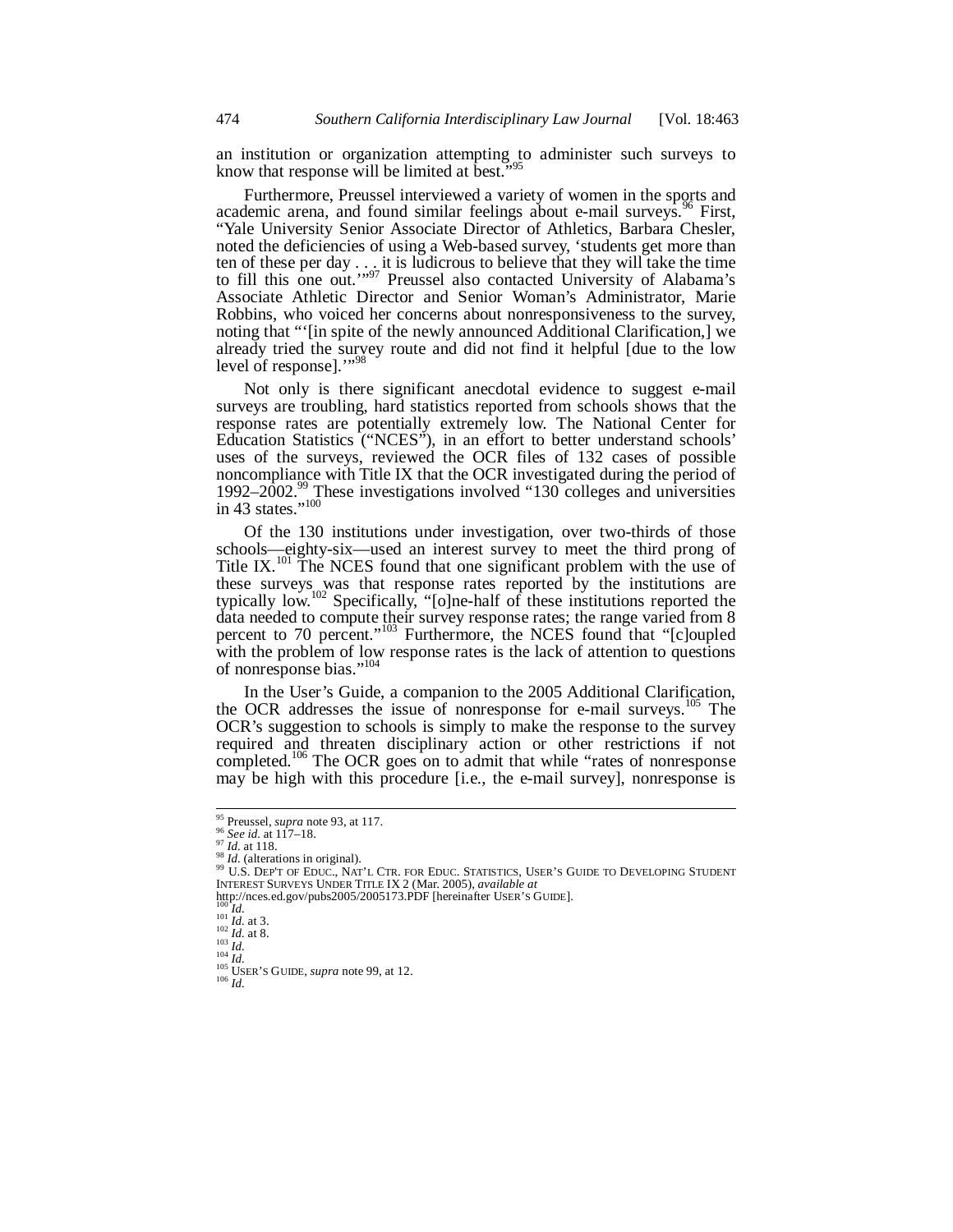an institution or organization attempting to administer such surveys to know that response will be limited at best."[95]

Furthermore, Preussel interviewed a variety of women in the sports and academic arena, and found similar feelings about e-mail surveys.[96] First, "Yale University Senior Associate Director of Athletics, Barbara Chesler, noted the deficiencies of using a Web-based survey, 'students get more than ten of these per day . . . it is ludicrous to believe that they will take the time to fill this one out.'"[97] Preussel also contacted University of Alabama's Associate Athletic Director and Senior Woman's Administrator, Marie Robbins, who voiced her concerns about nonresponsiveness to the survey, noting that "'[in spite of the newly announced Additional Clarification,] we already tried the survey route and did not find it helpful [due to the low level of response].'"[98]

Not only is there significant anecdotal evidence to suggest e-mail surveys are troubling, hard statistics reported from schools shows that the response rates are potentially extremely low. The National Center for Education Statistics ("NCES"), in an effort to better understand schools' uses of the surveys, reviewed the OCR files of 132 cases of possible noncompliance with Title IX that the OCR investigated during the period of 1992–2002.[99] These investigations involved "130 colleges and universities in 43 states."[100]

Of the 130 institutions under investigation, over two-thirds of those schools—eighty-six—used an interest survey to meet the third prong of Title IX.[101] The NCES found that one significant problem with the use of these surveys was that response rates reported by the institutions are typically low.[102] Specifically, "[o]ne-half of these institutions reported the data needed to compute their survey response rates; the range varied from 8 percent to 70 percent."[103] Furthermore, the NCES found that "[c]oupled with the problem of low response rates is the lack of attention to questions of nonresponse bias."[104]

In the User's Guide, a companion to the 2005 Additional Clarification, the OCR addresses the issue of nonresponse for e-mail surveys.[105] The OCR's suggestion to schools is simply to make the response to the survey required and threaten disciplinary action or other restrictions if not completed.[106] The OCR goes on to admit that while "rates of nonresponse may be high with this procedure [i.e., the e-mail survey], nonresponse is

---

[95] Preussel, *supra* note 93, at 117.
[96] *See id.* at 117–18.
[97] *Id.* at 118.
[98] *Id.* (alterations in original).
[99] U.S. DEP'T OF EDUC., NAT'L CTR. FOR EDUC. STATISTICS, USER'S GUIDE TO DEVELOPING STUDENT INTEREST SURVEYS UNDER TITLE IX 2 (Mar. 2005), *available at* http://nces.ed.gov/pubs2005/2005173.PDF [hereinafter USER'S GUIDE].
[100] *Id.*
[101] *Id.* at 3.
[102] *Id.* at 8.
[103] *Id.*
[104] *Id.*
[105] USER'S GUIDE, *supra* note 99, at 12.
[106] *Id.*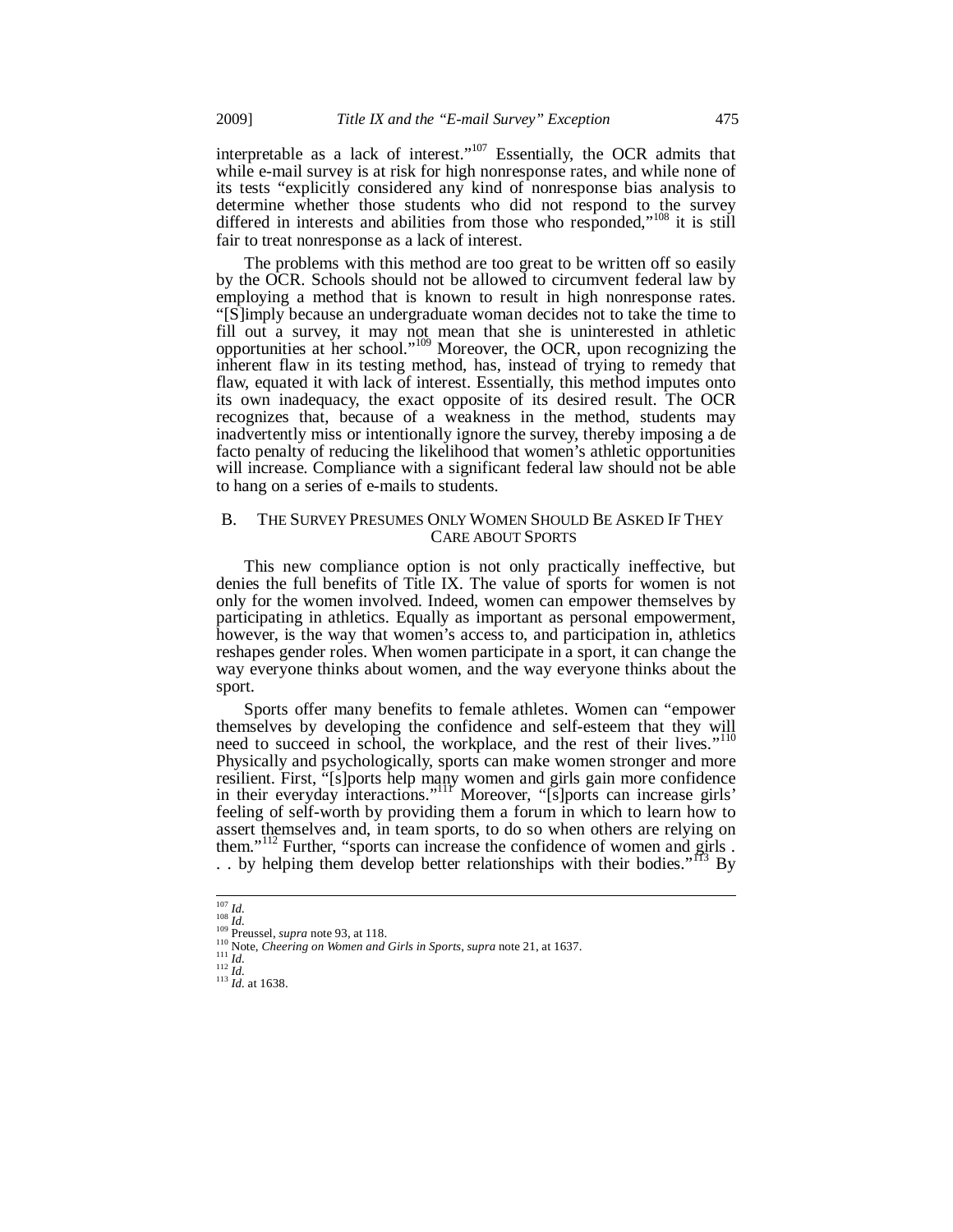interpretable as a lack of interest."[107] Essentially, the OCR admits that while e-mail survey is at risk for high nonresponse rates, and while none of its tests "explicitly considered any kind of nonresponse bias analysis to determine whether those students who did not respond to the survey differed in interests and abilities from those who responded,"[108] it is still fair to treat nonresponse as a lack of interest.

The problems with this method are too great to be written off so easily by the OCR. Schools should not be allowed to circumvent federal law by employing a method that is known to result in high nonresponse rates. "[S]imply because an undergraduate woman decides not to take the time to fill out a survey, it may not mean that she is uninterested in athletic opportunities at her school."[109] Moreover, the OCR, upon recognizing the inherent flaw in its testing method, has, instead of trying to remedy that flaw, equated it with lack of interest. Essentially, this method imputes onto its own inadequacy, the exact opposite of its desired result. The OCR recognizes that, because of a weakness in the method, students may inadvertently miss or intentionally ignore the survey, thereby imposing a de facto penalty of reducing the likelihood that women's athletic opportunities will increase. Compliance with a significant federal law should not be able to hang on a series of e-mails to students.

## B. THE SURVEY PRESUMES ONLY WOMEN SHOULD BE ASKED IF THEY CARE ABOUT SPORTS

This new compliance option is not only practically ineffective, but denies the full benefits of Title IX. The value of sports for women is not only for the women involved. Indeed, women can empower themselves by participating in athletics. Equally as important as personal empowerment, however, is the way that women's access to, and participation in, athletics reshapes gender roles. When women participate in a sport, it can change the way everyone thinks about women, and the way everyone thinks about the sport.

Sports offer many benefits to female athletes. Women can "empower themselves by developing the confidence and self-esteem that they will need to succeed in school, the workplace, and the rest of their lives."[110] Physically and psychologically, sports can make women stronger and more resilient. First, "[s]ports help many women and girls gain more confidence in their everyday interactions."[111] Moreover, "[s]ports can increase girls' feeling of self-worth by providing them a forum in which to learn how to assert themselves and, in team sports, to do so when others are relying on them."[112] Further, "sports can increase the confidence of women and girls . . . by helping them develop better relationships with their bodies."[113] By

---

[107] *Id.*
[108] *Id.*
[109] Preussel, *supra* note 93, at 118.
[110] Note, *Cheering on Women and Girls in Sports*, *supra* note 21, at 1637.
[111] *Id.*
[112] *Id.*
[113] *Id.* at 1638.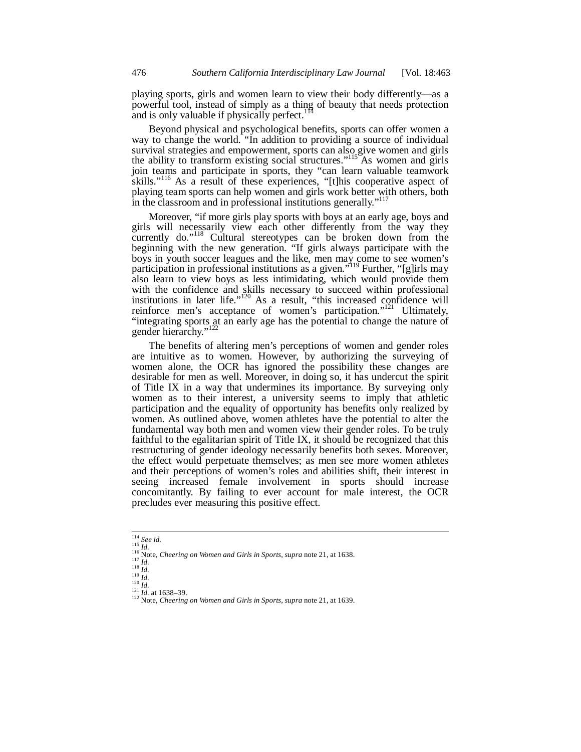playing sports, girls and women learn to view their body differently—as a powerful tool, instead of simply as a thing of beauty that needs protection and is only valuable if physically perfect.[114]

Beyond physical and psychological benefits, sports can offer women a way to change the world. "In addition to providing a source of individual survival strategies and empowerment, sports can also give women and girls the ability to transform existing social structures."[115] As women and girls join teams and participate in sports, they "can learn valuable teamwork skills."[116] As a result of these experiences, "[t]his cooperative aspect of playing team sports can help women and girls work better with others, both in the classroom and in professional institutions generally."[117]

Moreover, "if more girls play sports with boys at an early age, boys and girls will necessarily view each other differently from the way they currently do."[118] Cultural stereotypes can be broken down from the beginning with the new generation. "If girls always participate with the boys in youth soccer leagues and the like, men may come to see women's participation in professional institutions as a given."[119] Further, "[g]irls may also learn to view boys as less intimidating, which would provide them with the confidence and skills necessary to succeed within professional institutions in later life."[120] As a result, "this increased confidence will reinforce men's acceptance of women's participation."[121] Ultimately, "integrating sports at an early age has the potential to change the nature of gender hierarchy."[122]

The benefits of altering men's perceptions of women and gender roles are intuitive as to women. However, by authorizing the surveying of women alone, the OCR has ignored the possibility these changes are desirable for men as well. Moreover, in doing so, it has undercut the spirit of Title IX in a way that undermines its importance. By surveying only women as to their interest, a university seems to imply that athletic participation and the equality of opportunity has benefits only realized by women. As outlined above, women athletes have the potential to alter the fundamental way both men and women view their gender roles. To be truly faithful to the egalitarian spirit of Title IX, it should be recognized that this restructuring of gender ideology necessarily benefits both sexes. Moreover, the effect would perpetuate themselves; as men see more women athletes and their perceptions of women's roles and abilities shift, their interest in seeing increased female involvement in sports should increase concomitantly. By failing to ever account for male interest, the OCR precludes ever measuring this positive effect.

---

[114] *See id.*
[115] *Id.*
[116] Note, *Cheering on Women and Girls in Sports*, *supra* note 21, at 1638.
[117] *Id.*
[118] *Id.*
[119] *Id.*
[120] *Id.*
[121] *Id.* at 1638–39.
[122] Note, *Cheering on Women and Girls in Sports*, *supra* note 21, at 1639.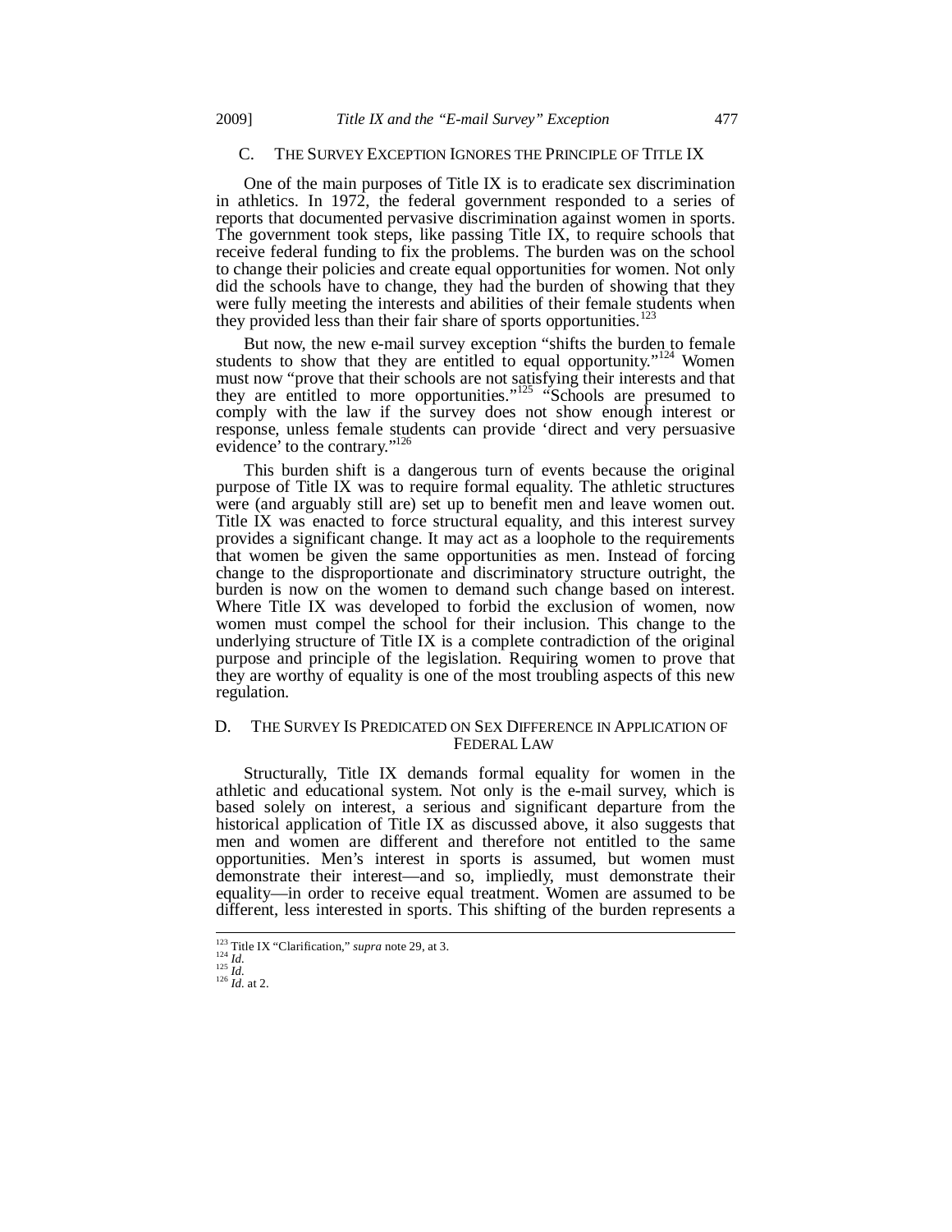### C. The Survey Exception Ignores the Principle of Title IX

One of the main purposes of Title IX is to eradicate sex discrimination in athletics. In 1972, the federal government responded to a series of reports that documented pervasive discrimination against women in sports. The government took steps, like passing Title IX, to require schools that receive federal funding to fix the problems. The burden was on the school to change their policies and create equal opportunities for women. Not only did the schools have to change, they had the burden of showing that they were fully meeting the interests and abilities of their female students when they provided less than their fair share of sports opportunities.[123]

But now, the new e-mail survey exception "shifts the burden to female students to show that they are entitled to equal opportunity."[124] Women must now "prove that their schools are not satisfying their interests and that they are entitled to more opportunities."[125] "Schools are presumed to comply with the law if the survey does not show enough interest or response, unless female students can provide 'direct and very persuasive evidence' to the contrary."[126]

This burden shift is a dangerous turn of events because the original purpose of Title IX was to require formal equality. The athletic structures were (and arguably still are) set up to benefit men and leave women out. Title IX was enacted to force structural equality, and this interest survey provides a significant change. It may act as a loophole to the requirements that women be given the same opportunities as men. Instead of forcing change to the disproportionate and discriminatory structure outright, the burden is now on the women to demand such change based on interest. Where Title IX was developed to forbid the exclusion of women, now women must compel the school for their inclusion. This change to the underlying structure of Title IX is a complete contradiction of the original purpose and principle of the legislation. Requiring women to prove that they are worthy of equality is one of the most troubling aspects of this new regulation.

### D. The Survey Is Predicated on Sex Difference in Application of Federal Law

Structurally, Title IX demands formal equality for women in the athletic and educational system. Not only is the e-mail survey, which is based solely on interest, a serious and significant departure from the historical application of Title IX as discussed above, it also suggests that men and women are different and therefore not entitled to the same opportunities. Men's interest in sports is assumed, but women must demonstrate their interest—and so, impliedly, must demonstrate their equality—in order to receive equal treatment. Women are assumed to be different, less interested in sports. This shifting of the burden represents a

---

[123] Title IX "Clarification," *supra* note 29, at 3.
[124] *Id.*
[125] *Id.*
[126] *Id.* at 2.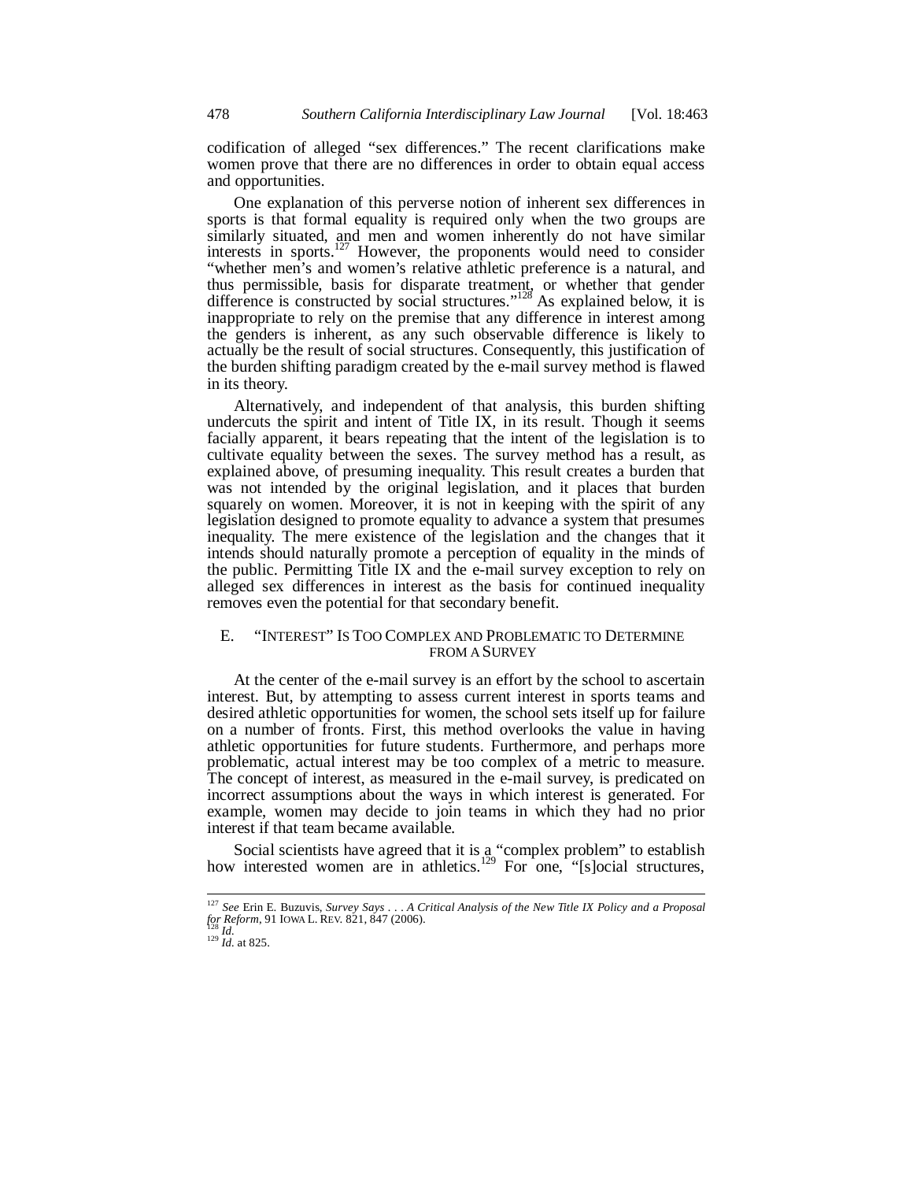codification of alleged "sex differences." The recent clarifications make women prove that there are no differences in order to obtain equal access and opportunities.

One explanation of this perverse notion of inherent sex differences in sports is that formal equality is required only when the two groups are similarly situated, and men and women inherently do not have similar interests in sports.[127] However, the proponents would need to consider "whether men's and women's relative athletic preference is a natural, and thus permissible, basis for disparate treatment, or whether that gender difference is constructed by social structures."[128] As explained below, it is inappropriate to rely on the premise that any difference in interest among the genders is inherent, as any such observable difference is likely to actually be the result of social structures. Consequently, this justification of the burden shifting paradigm created by the e-mail survey method is flawed in its theory.

Alternatively, and independent of that analysis, this burden shifting undercuts the spirit and intent of Title IX, in its result. Though it seems facially apparent, it bears repeating that the intent of the legislation is to cultivate equality between the sexes. The survey method has a result, as explained above, of presuming inequality. This result creates a burden that was not intended by the original legislation, and it places that burden squarely on women. Moreover, it is not in keeping with the spirit of any legislation designed to promote equality to advance a system that presumes inequality. The mere existence of the legislation and the changes that it intends should naturally promote a perception of equality in the minds of the public. Permitting Title IX and the e-mail survey exception to rely on alleged sex differences in interest as the basis for continued inequality removes even the potential for that secondary benefit.

### E. "INTEREST" IS TOO COMPLEX AND PROBLEMATIC TO DETERMINE FROM A SURVEY

At the center of the e-mail survey is an effort by the school to ascertain interest. But, by attempting to assess current interest in sports teams and desired athletic opportunities for women, the school sets itself up for failure on a number of fronts. First, this method overlooks the value in having athletic opportunities for future students. Furthermore, and perhaps more problematic, actual interest may be too complex of a metric to measure. The concept of interest, as measured in the e-mail survey, is predicated on incorrect assumptions about the ways in which interest is generated. For example, women may decide to join teams in which they had no prior interest if that team became available.

Social scientists have agreed that it is a "complex problem" to establish how interested women are in athletics.[129] For one, "[s]ocial structures,

---

[127] *See* Erin E. Buzuvis, *Survey Says . . . A Critical Analysis of the New Title IX Policy and a Proposal for Reform*, 91 IOWA L. REV. 821, 847 (2006).
[128] *Id.*
[129] *Id.* at 825.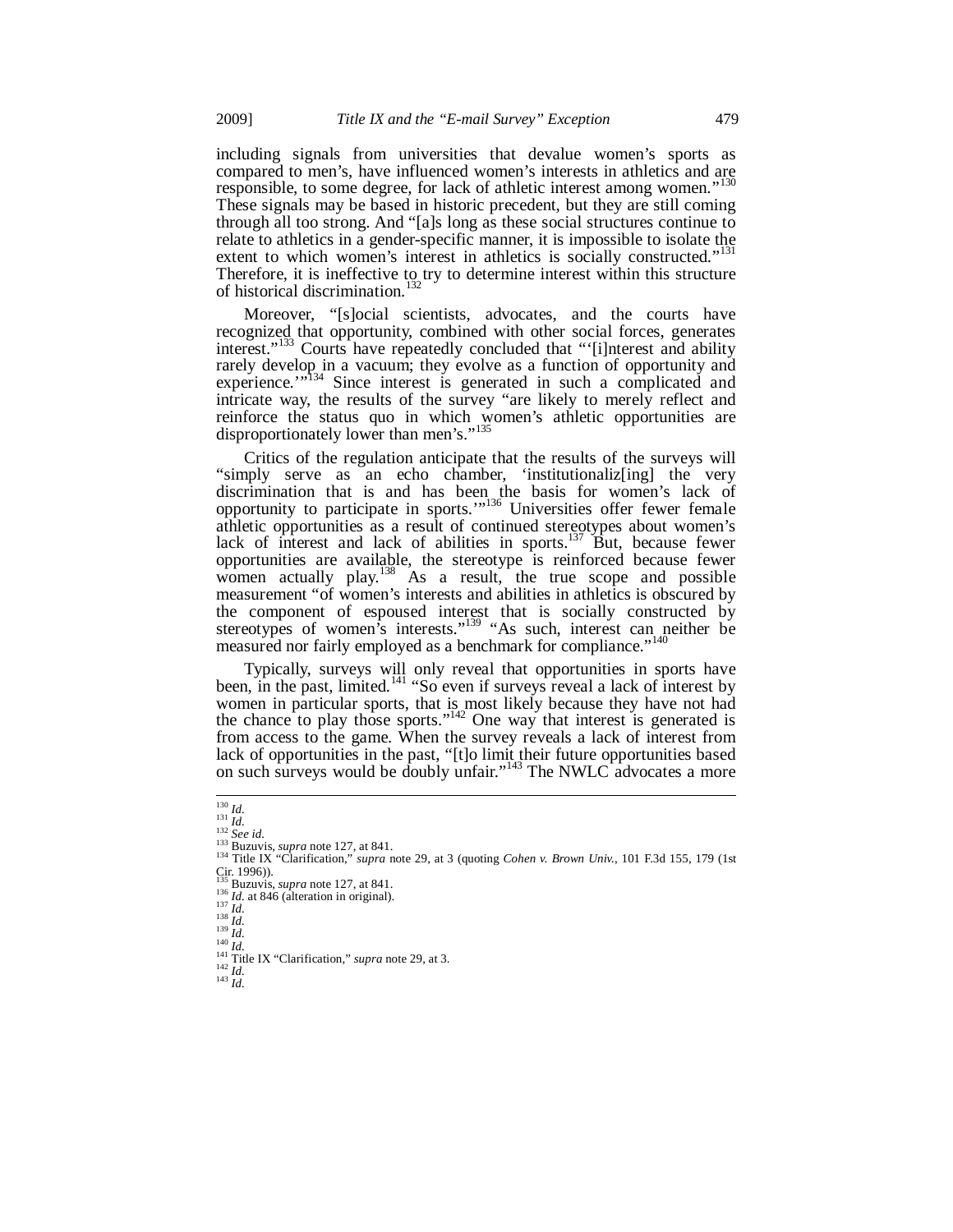including signals from universities that devalue women's sports as compared to men's, have influenced women's interests in athletics and are responsible, to some degree, for lack of athletic interest among women."[130] These signals may be based in historic precedent, but they are still coming through all too strong. And "[a]s long as these social structures continue to relate to athletics in a gender-specific manner, it is impossible to isolate the extent to which women's interest in athletics is socially constructed."[131] Therefore, it is ineffective to try to determine interest within this structure of historical discrimination.[132]

Moreover, "[s]ocial scientists, advocates, and the courts have recognized that opportunity, combined with other social forces, generates interest."[133] Courts have repeatedly concluded that "'[i]nterest and ability rarely develop in a vacuum; they evolve as a function of opportunity and experience.'"[134] Since interest is generated in such a complicated and intricate way, the results of the survey "are likely to merely reflect and reinforce the status quo in which women's athletic opportunities are disproportionately lower than men's."[135]

Critics of the regulation anticipate that the results of the surveys will "simply serve as an echo chamber, 'institutionaliz[ing] the very discrimination that is and has been the basis for women's lack of opportunity to participate in sports.'"[136] Universities offer fewer female athletic opportunities as a result of continued stereotypes about women's lack of interest and lack of abilities in sports.[137] But, because fewer opportunities are available, the stereotype is reinforced because fewer women actually play.[138] As a result, the true scope and possible measurement "of women's interests and abilities in athletics is obscured by the component of espoused interest that is socially constructed by stereotypes of women's interests."[139] "As such, interest can neither be measured nor fairly employed as a benchmark for compliance."[140]

Typically, surveys will only reveal that opportunities in sports have been, in the past, limited.[141] "So even if surveys reveal a lack of interest by women in particular sports, that is most likely because they have not had the chance to play those sports."[142] One way that interest is generated is from access to the game. When the survey reveals a lack of interest from lack of opportunities in the past, "[t]o limit their future opportunities based on such surveys would be doubly unfair."[143] The NWLC advocates a more

---

[130] *Id.*
[131] *Id.*
[132] *See id.*
[133] Buzuvis, *supra* note 127, at 841.
[134] Title IX "Clarification," *supra* note 29, at 3 (quoting *Cohen v. Brown Univ.*, 101 F.3d 155, 179 (1st Cir. 1996)).
[135] Buzuvis, *supra* note 127, at 841.
[136] *Id.* at 846 (alteration in original).
[137] *Id.*
[138] *Id.*
[139] *Id.*
[140] *Id.*
[141] Title IX "Clarification," *supra* note 29, at 3.
[142] *Id.*
[143] *Id.*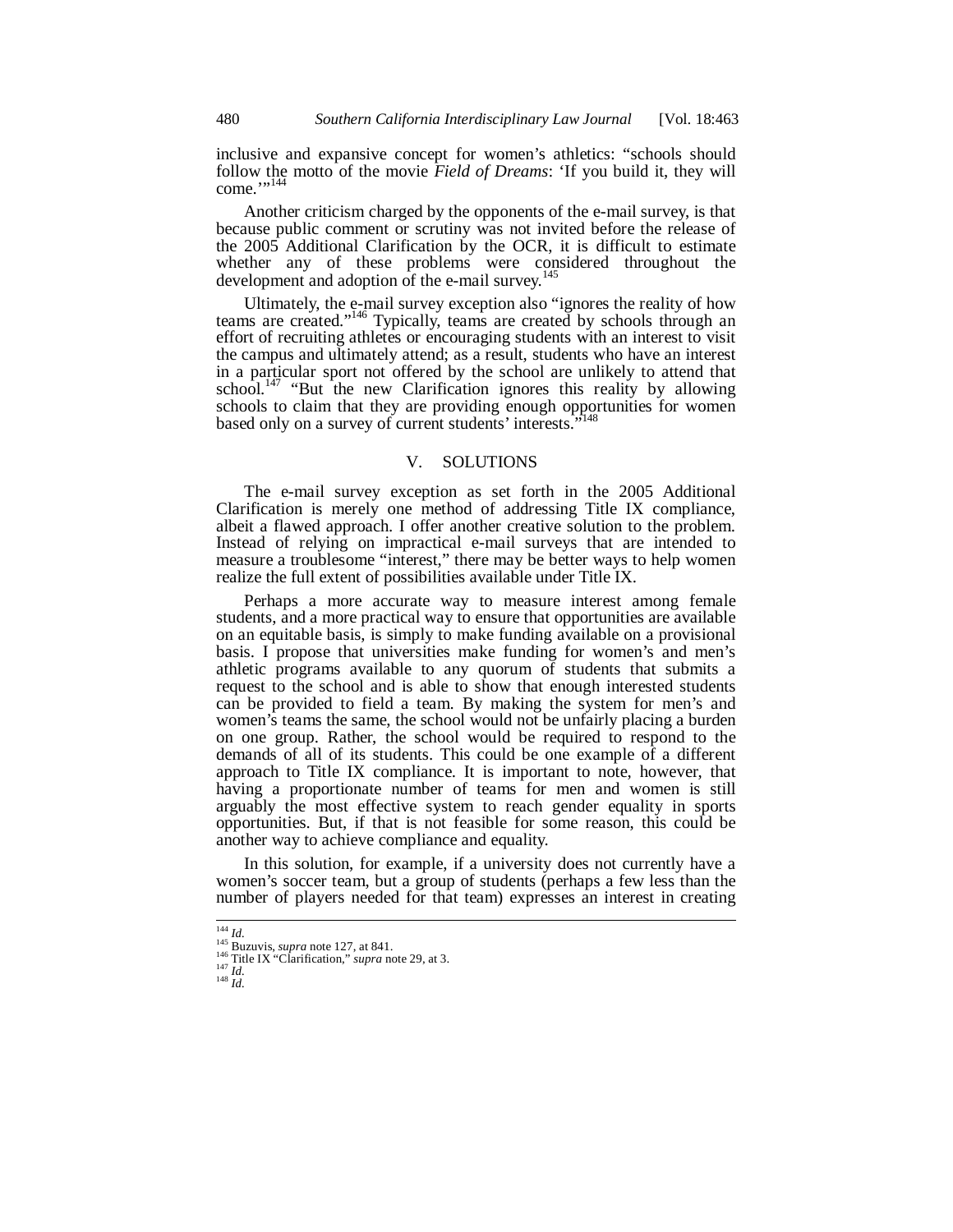inclusive and expansive concept for women's athletics: "schools should follow the motto of the movie *Field of Dreams*: 'If you build it, they will come.'"[144]

Another criticism charged by the opponents of the e-mail survey, is that because public comment or scrutiny was not invited before the release of the 2005 Additional Clarification by the OCR, it is difficult to estimate whether any of these problems were considered throughout the development and adoption of the e-mail survey.[145]

Ultimately, the e-mail survey exception also "ignores the reality of how teams are created."[146] Typically, teams are created by schools through an effort of recruiting athletes or encouraging students with an interest to visit the campus and ultimately attend; as a result, students who have an interest in a particular sport not offered by the school are unlikely to attend that school.[147] "But the new Clarification ignores this reality by allowing schools to claim that they are providing enough opportunities for women based only on a survey of current students' interests."[148]

## V. SOLUTIONS

The e-mail survey exception as set forth in the 2005 Additional Clarification is merely one method of addressing Title IX compliance, albeit a flawed approach. I offer another creative solution to the problem. Instead of relying on impractical e-mail surveys that are intended to measure a troublesome "interest," there may be better ways to help women realize the full extent of possibilities available under Title IX.

Perhaps a more accurate way to measure interest among female students, and a more practical way to ensure that opportunities are available on an equitable basis, is simply to make funding available on a provisional basis. I propose that universities make funding for women's and men's athletic programs available to any quorum of students that submits a request to the school and is able to show that enough interested students can be provided to field a team. By making the system for men's and women's teams the same, the school would not be unfairly placing a burden on one group. Rather, the school would be required to respond to the demands of all of its students. This could be one example of a different approach to Title IX compliance. It is important to note, however, that having a proportionate number of teams for men and women is still arguably the most effective system to reach gender equality in sports opportunities. But, if that is not feasible for some reason, this could be another way to achieve compliance and equality.

In this solution, for example, if a university does not currently have a women's soccer team, but a group of students (perhaps a few less than the number of players needed for that team) expresses an interest in creating

---

[144] *Id.*

[145] Buzuvis, *supra* note 127, at 841.

[146] Title IX "Clarification," *supra* note 29, at 3.

[147] *Id.*

[148] *Id.*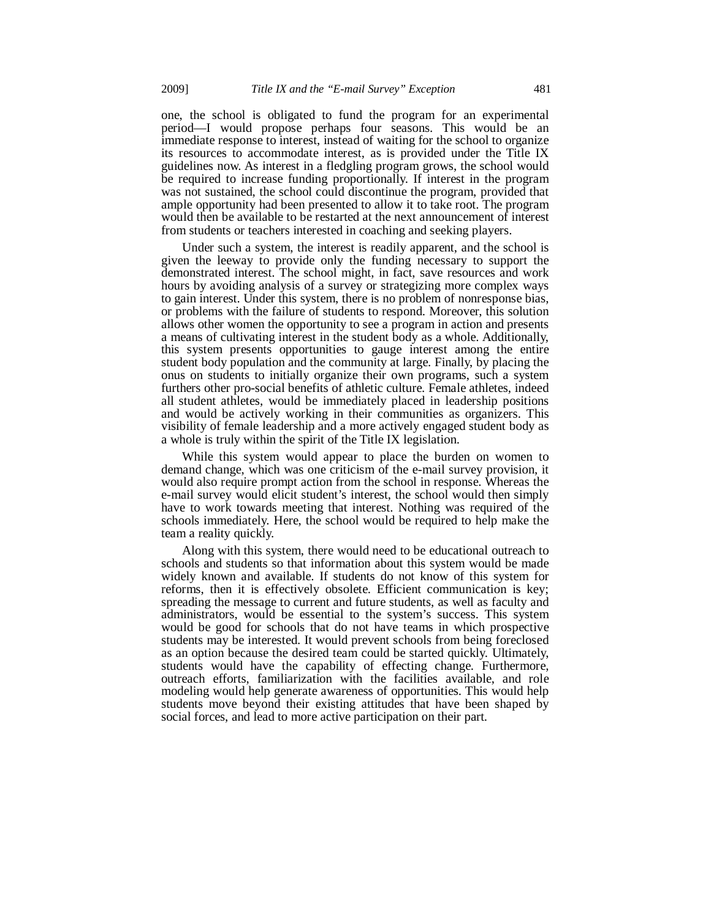one, the school is obligated to fund the program for an experimental period—I would propose perhaps four seasons. This would be an immediate response to interest, instead of waiting for the school to organize its resources to accommodate interest, as is provided under the Title IX guidelines now. As interest in a fledgling program grows, the school would be required to increase funding proportionally. If interest in the program was not sustained, the school could discontinue the program, provided that ample opportunity had been presented to allow it to take root. The program would then be available to be restarted at the next announcement of interest from students or teachers interested in coaching and seeking players.

Under such a system, the interest is readily apparent, and the school is given the leeway to provide only the funding necessary to support the demonstrated interest. The school might, in fact, save resources and work hours by avoiding analysis of a survey or strategizing more complex ways to gain interest. Under this system, there is no problem of nonresponse bias, or problems with the failure of students to respond. Moreover, this solution allows other women the opportunity to see a program in action and presents a means of cultivating interest in the student body as a whole. Additionally, this system presents opportunities to gauge interest among the entire student body population and the community at large. Finally, by placing the onus on students to initially organize their own programs, such a system furthers other pro-social benefits of athletic culture. Female athletes, indeed all student athletes, would be immediately placed in leadership positions and would be actively working in their communities as organizers. This visibility of female leadership and a more actively engaged student body as a whole is truly within the spirit of the Title IX legislation.

While this system would appear to place the burden on women to demand change, which was one criticism of the e-mail survey provision, it would also require prompt action from the school in response. Whereas the e-mail survey would elicit student's interest, the school would then simply have to work towards meeting that interest. Nothing was required of the schools immediately. Here, the school would be required to help make the team a reality quickly.

Along with this system, there would need to be educational outreach to schools and students so that information about this system would be made widely known and available. If students do not know of this system for reforms, then it is effectively obsolete. Efficient communication is key; spreading the message to current and future students, as well as faculty and administrators, would be essential to the system's success. This system would be good for schools that do not have teams in which prospective students may be interested. It would prevent schools from being foreclosed as an option because the desired team could be started quickly. Ultimately, students would have the capability of effecting change. Furthermore, outreach efforts, familiarization with the facilities available, and role modeling would help generate awareness of opportunities. This would help students move beyond their existing attitudes that have been shaped by social forces, and lead to more active participation on their part.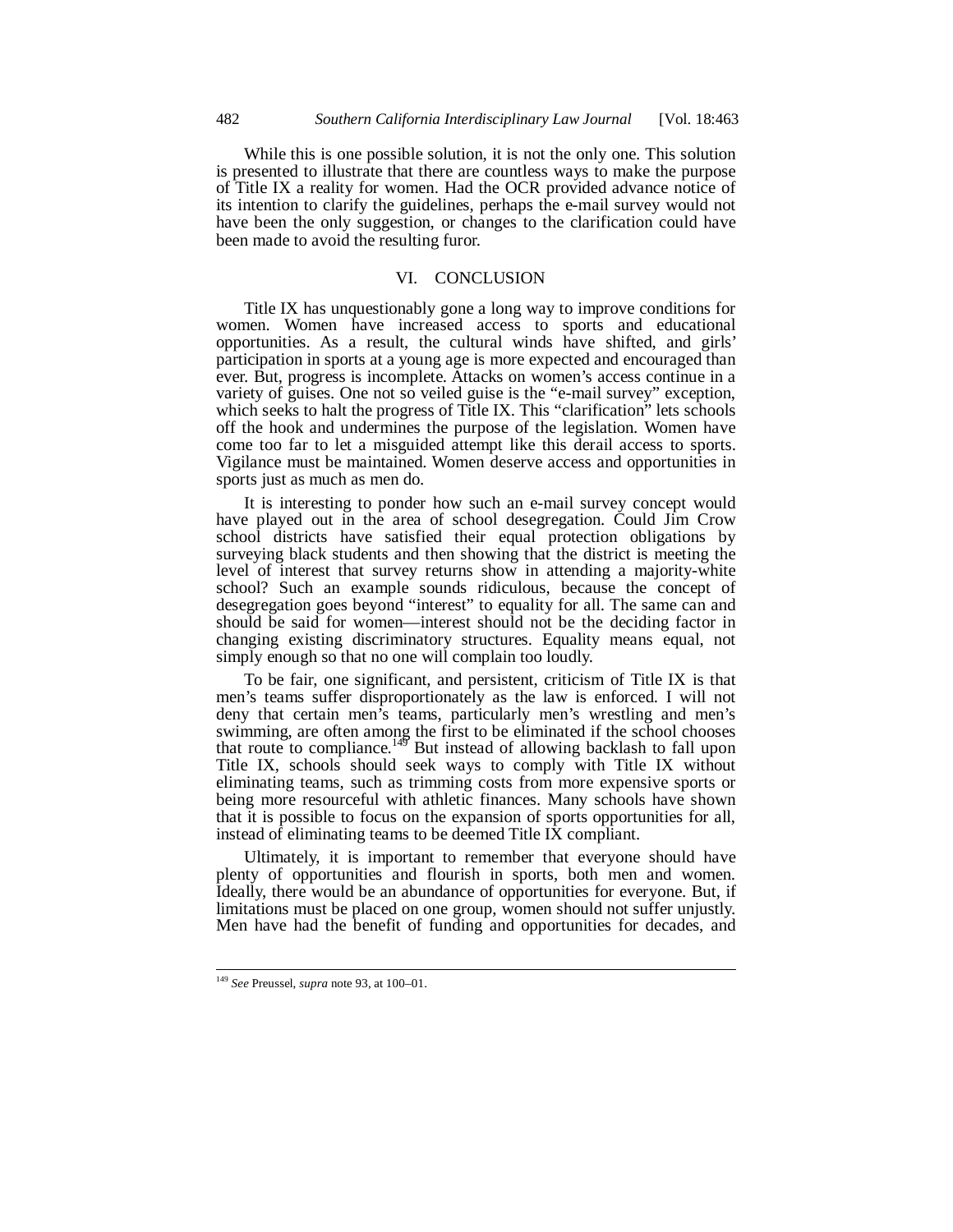While this is one possible solution, it is not the only one. This solution is presented to illustrate that there are countless ways to make the purpose of Title IX a reality for women. Had the OCR provided advance notice of its intention to clarify the guidelines, perhaps the e-mail survey would not have been the only suggestion, or changes to the clarification could have been made to avoid the resulting furor.

## VI. CONCLUSION

Title IX has unquestionably gone a long way to improve conditions for women. Women have increased access to sports and educational opportunities. As a result, the cultural winds have shifted, and girls' participation in sports at a young age is more expected and encouraged than ever. But, progress is incomplete. Attacks on women's access continue in a variety of guises. One not so veiled guise is the "e-mail survey" exception, which seeks to halt the progress of Title IX. This "clarification" lets schools off the hook and undermines the purpose of the legislation. Women have come too far to let a misguided attempt like this derail access to sports. Vigilance must be maintained. Women deserve access and opportunities in sports just as much as men do.

It is interesting to ponder how such an e-mail survey concept would have played out in the area of school desegregation. Could Jim Crow school districts have satisfied their equal protection obligations by surveying black students and then showing that the district is meeting the level of interest that survey returns show in attending a majority-white school? Such an example sounds ridiculous, because the concept of desegregation goes beyond "interest" to equality for all. The same can and should be said for women—interest should not be the deciding factor in changing existing discriminatory structures. Equality means equal, not simply enough so that no one will complain too loudly.

To be fair, one significant, and persistent, criticism of Title IX is that men's teams suffer disproportionately as the law is enforced. I will not deny that certain men's teams, particularly men's wrestling and men's swimming, are often among the first to be eliminated if the school chooses that route to compliance.[149] But instead of allowing backlash to fall upon Title IX, schools should seek ways to comply with Title IX without eliminating teams, such as trimming costs from more expensive sports or being more resourceful with athletic finances. Many schools have shown that it is possible to focus on the expansion of sports opportunities for all, instead of eliminating teams to be deemed Title IX compliant.

Ultimately, it is important to remember that everyone should have plenty of opportunities and flourish in sports, both men and women. Ideally, there would be an abundance of opportunities for everyone. But, if limitations must be placed on one group, women should not suffer unjustly. Men have had the benefit of funding and opportunities for decades, and

---

[149] *See* Preussel, *supra* note 93, at 100–01.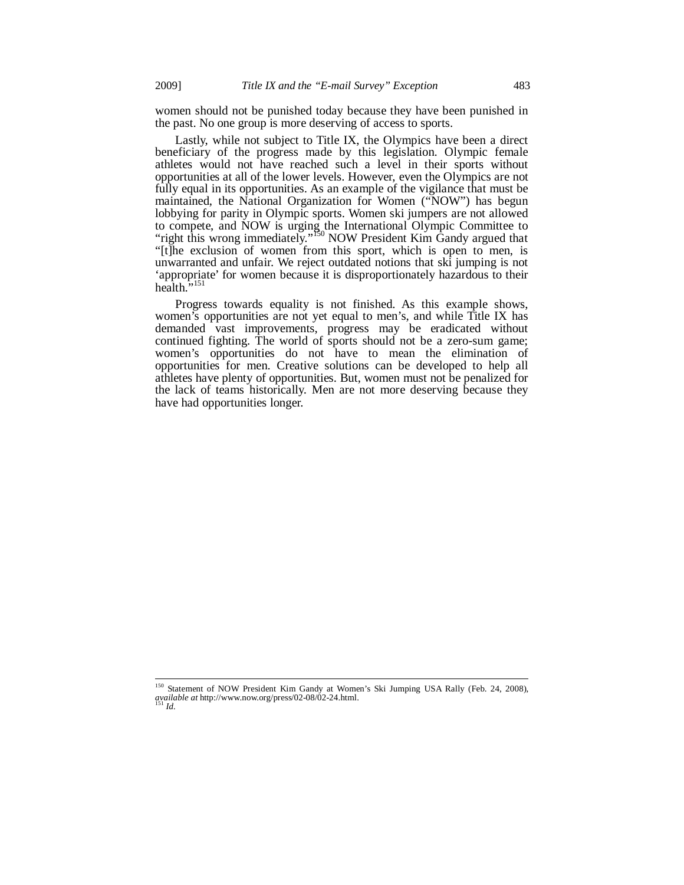women should not be punished today because they have been punished in the past. No one group is more deserving of access to sports.

Lastly, while not subject to Title IX, the Olympics have been a direct beneficiary of the progress made by this legislation. Olympic female athletes would not have reached such a level in their sports without opportunities at all of the lower levels. However, even the Olympics are not fully equal in its opportunities. As an example of the vigilance that must be maintained, the National Organization for Women ("NOW") has begun lobbying for parity in Olympic sports. Women ski jumpers are not allowed to compete, and NOW is urging the International Olympic Committee to "right this wrong immediately."[150] NOW President Kim Gandy argued that "[t]he exclusion of women from this sport, which is open to men, is unwarranted and unfair. We reject outdated notions that ski jumping is not 'appropriate' for women because it is disproportionately hazardous to their health."[151]

Progress towards equality is not finished. As this example shows, women's opportunities are not yet equal to men's, and while Title IX has demanded vast improvements, progress may be eradicated without continued fighting. The world of sports should not be a zero-sum game; women's opportunities do not have to mean the elimination of opportunities for men. Creative solutions can be developed to help all athletes have plenty of opportunities. But, women must not be penalized for the lack of teams historically. Men are not more deserving because they have had opportunities longer.

---

[150] Statement of NOW President Kim Gandy at Women's Ski Jumping USA Rally (Feb. 24, 2008), *available at* http://www.now.org/press/02-08/02-24.html.

[151] *Id.*